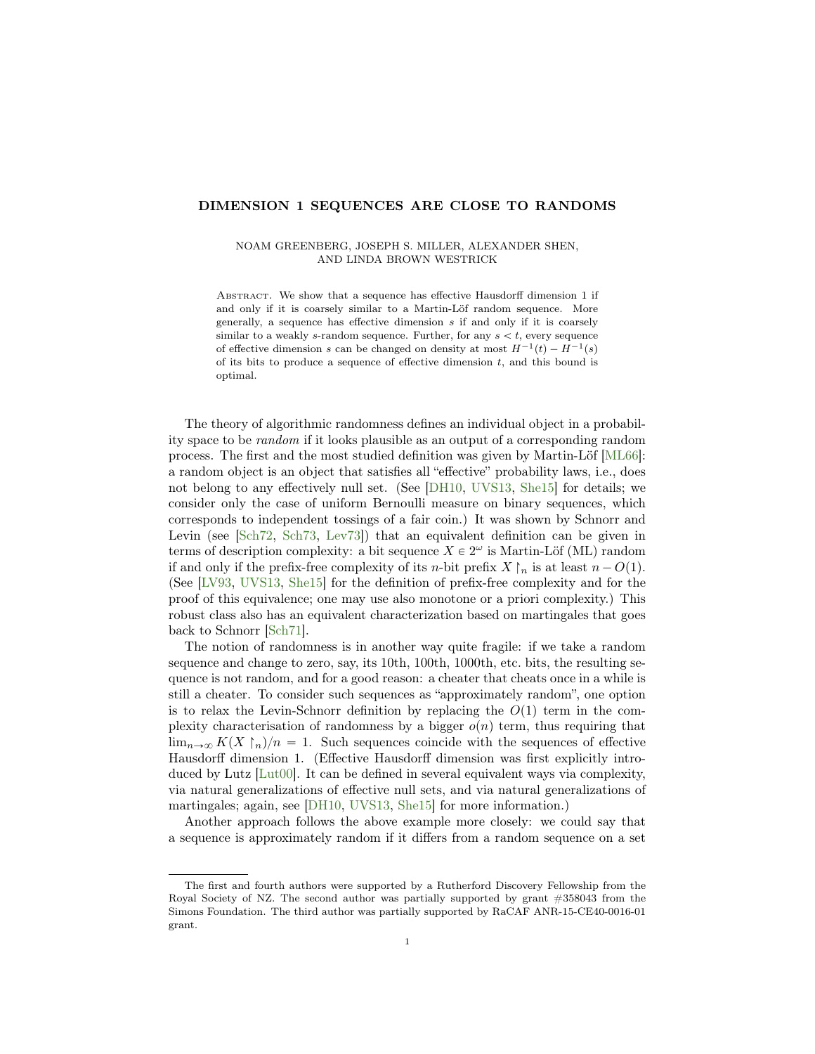# DIMENSION 1 SEQUENCES ARE CLOSE TO RANDOMS

NOAM GREENBERG, JOSEPH S. MILLER, ALEXANDER SHEN, AND LINDA BROWN WESTRICK

Abstract. We show that a sequence has effective Hausdorff dimension 1 if and only if it is coarsely similar to a Martin-Löf random sequence. More generally, a sequence has effective dimension $s$ if and only if it is coarsely similar to a weakly $s$-random sequence. Further, for any $s < t$, every sequence of effective dimension $s$ can be changed on density at most $H^{-1}(t) - H^{-1}(s)$ of its bits to produce a sequence of effective dimension $t$, and this bound is optimal.

The theory of algorithmic randomness defines an individual object in a probability space to be *random* if it looks plausible as an output of a corresponding random process. The first and the most studied definition was given by Martin-Löf [ML66]: a random object is an object that satisfies all "effective" probability laws, i.e., does not belong to any effectively null set. (See [DH10, UVS13, She15] for details; we consider only the case of uniform Bernoulli measure on binary sequences, which corresponds to independent tossings of a fair coin.) It was shown by Schnorr and Levin (see [Sch72, Sch73, Lev73]) that an equivalent definition can be given in terms of description complexity: a bit sequence $X \in 2^\omega$ is Martin-Löf (ML) random if and only if the prefix-free complexity of its $n$-bit prefix $X\restriction_n$ is at least $n - O(1)$. (See [LV93, UVS13, She15] for the definition of prefix-free complexity and for the proof of this equivalence; one may use also monotone or a priori complexity.) This robust class also has an equivalent characterization based on martingales that goes back to Schnorr [Sch71].

The notion of randomness is in another way quite fragile: if we take a random sequence and change to zero, say, its 10th, 100th, 1000th, etc. bits, the resulting sequence is not random, and for a good reason: a cheater that cheats once in a while is still a cheater. To consider such sequences as "approximately random", one option is to relax the Levin-Schnorr definition by replacing the $O(1)$ term in the complexity characterisation of randomness by a bigger $o(n)$ term, thus requiring that $\lim_{n\to\infty} K(X\restriction_n)/n = 1$. Such sequences coincide with the sequences of effective Hausdorff dimension 1. (Effective Hausdorff dimension was first explicitly introduced by Lutz [Lut00]. It can be defined in several equivalent ways via complexity, via natural generalizations of effective null sets, and via natural generalizations of martingales; again, see [DH10, UVS13, She15] for more information.)

Another approach follows the above example more closely: we could say that a sequence is approximately random if it differs from a random sequence on a set

The first and fourth authors were supported by a Rutherford Discovery Fellowship from the Royal Society of NZ. The second author was partially supported by grant #358043 from the Simons Foundation. The third author was partially supported by RaCAF ANR-15-CE40-0016-01 grant.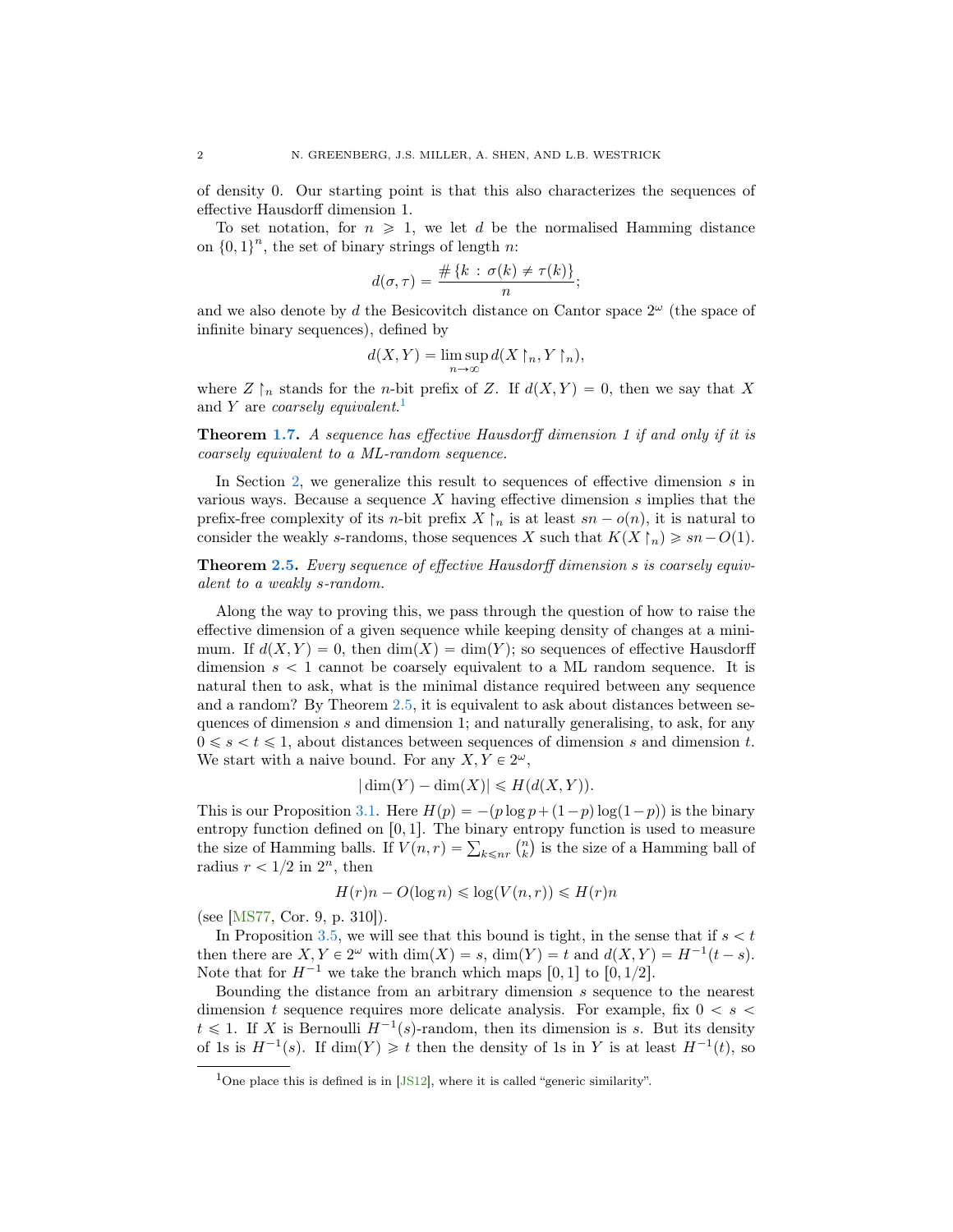of density 0. Our starting point is that this also characterizes the sequences of effective Hausdorff dimension 1.

To set notation, for $n \geqslant 1$, we let $d$ be the normalised Hamming distance on $\{0,1\}^n$, the set of binary strings of length $n$:

$$d(\sigma, \tau) = \frac{\#\{k : \sigma(k) \neq \tau(k)\}}{n};$$

and we also denote by $d$ the Besicovitch distance on Cantor space $2^\omega$ (the space of infinite binary sequences), defined by

$$d(X, Y) = \limsup_{n \to \infty} d(X\restriction_n, Y\restriction_n),$$

where $Z\restriction_n$ stands for the $n$-bit prefix of $Z$. If $d(X,Y) = 0$, then we say that $X$ and $Y$ are *coarsely equivalent*.[1]

**Theorem 1.7.** *A sequence has effective Hausdorff dimension 1 if and only if it is coarsely equivalent to a ML-random sequence.*

In Section 2, we generalize this result to sequences of effective dimension $s$ in various ways. Because a sequence $X$ having effective dimension $s$ implies that the prefix-free complexity of its $n$-bit prefix $X\restriction_n$ is at least $sn - o(n)$, it is natural to consider the weakly $s$-randoms, those sequences $X$ such that $K(X\restriction_n) \geqslant sn - O(1)$.

**Theorem 2.5.** *Every sequence of effective Hausdorff dimension $s$ is coarsely equivalent to a weakly $s$-random.*

Along the way to proving this, we pass through the question of how to raise the effective dimension of a given sequence while keeping density of changes at a minimum. If $d(X,Y) = 0$, then $\dim(X) = \dim(Y)$; so sequences of effective Hausdorff dimension $s < 1$ cannot be coarsely equivalent to a ML random sequence. It is natural then to ask, what is the minimal distance required between any sequence and a random? By Theorem 2.5, it is equivalent to ask about distances between sequences of dimension $s$ and dimension 1; and naturally generalising, to ask, for any $0 \leqslant s < t \leqslant 1$, about distances between sequences of dimension $s$ and dimension $t$. We start with a naive bound. For any $X, Y \in 2^\omega$,

$$|\dim(Y) - \dim(X)| \leqslant H(d(X,Y)).$$

This is our Proposition 3.1. Here $H(p) = -(p \log p + (1-p)\log(1-p))$ is the binary entropy function defined on $[0,1]$. The binary entropy function is used to measure the size of Hamming balls. If $V(n,r) = \sum_{k \leqslant nr} \binom{n}{k}$ is the size of a Hamming ball of radius $r < 1/2$ in $2^n$, then

$$H(r)n - O(\log n) \leqslant \log(V(n,r)) \leqslant H(r)n$$

(see [MS77, Cor. 9, p. 310]).

In Proposition 3.5, we will see that this bound is tight, in the sense that if $s < t$ then there are $X, Y \in 2^\omega$ with $\dim(X) = s$, $\dim(Y) = t$ and $d(X,Y) = H^{-1}(t-s)$. Note that for $H^{-1}$ we take the branch which maps $[0,1]$ to $[0,1/2]$.

Bounding the distance from an arbitrary dimension $s$ sequence to the nearest dimension $t$ sequence requires more delicate analysis. For example, fix $0 < s < t \leqslant 1$. If $X$ is Bernoulli $H^{-1}(s)$-random, then its dimension is $s$. But its density of 1s is $H^{-1}(s)$. If $\dim(Y) \geqslant t$ then the density of 1s in $Y$ is at least $H^{-1}(t)$, so

[1] One place this is defined is in [JS12], where it is called "generic similarity".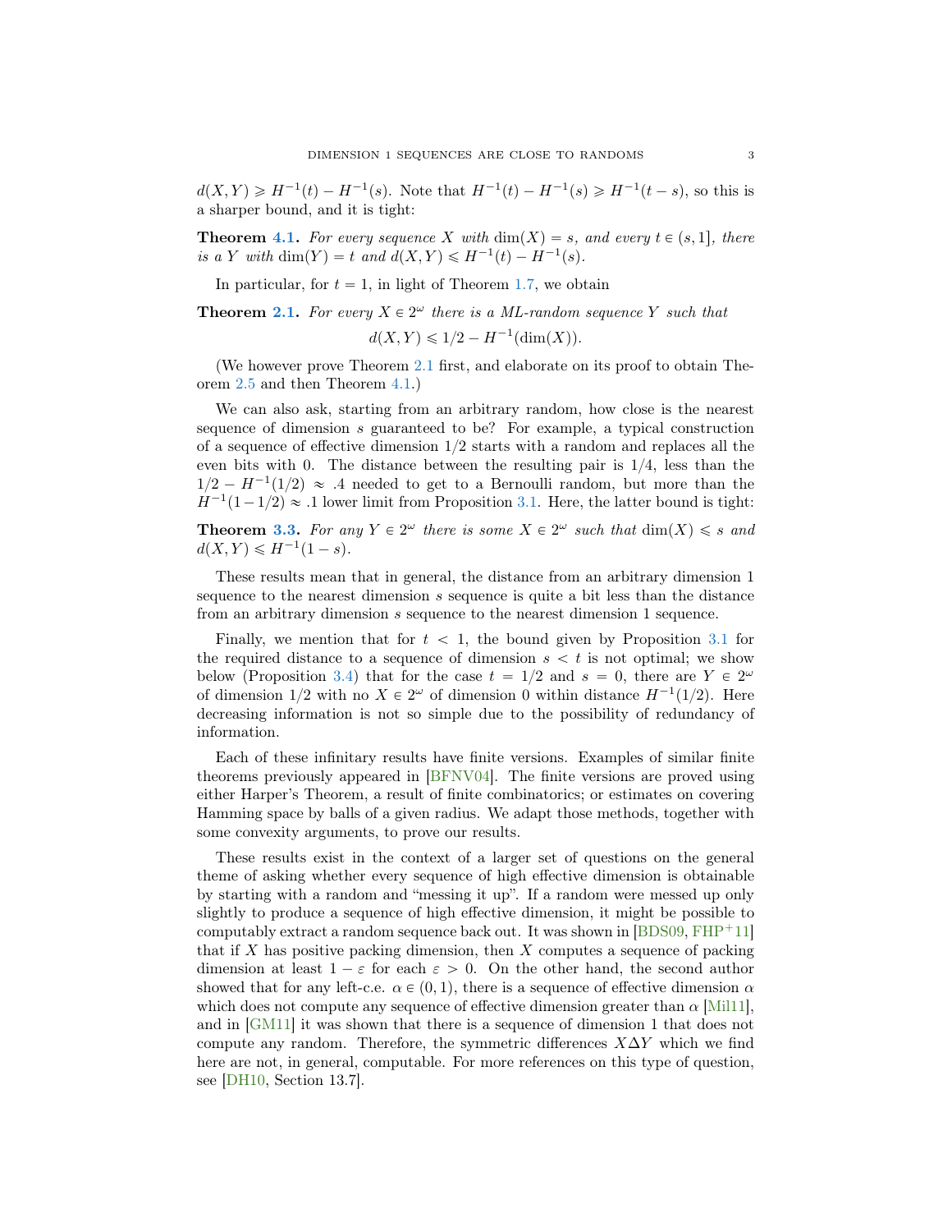$d(X, Y) \geqslant H^{-1}(t) - H^{-1}(s)$. Note that $H^{-1}(t) - H^{-1}(s) \geqslant H^{-1}(t-s)$, so this is a sharper bound, and it is tight:

**Theorem 4.1.** *For every sequence $X$ with $\dim(X) = s$, and every $t \in (s, 1]$, there is a $Y$ with $\dim(Y) = t$ and $d(X, Y) \leqslant H^{-1}(t) - H^{-1}(s)$.*

In particular, for $t = 1$, in light of Theorem 1.7, we obtain

**Theorem 2.1.** *For every $X \in 2^\omega$ there is a ML-random sequence $Y$ such that*

$$d(X, Y) \leqslant 1/2 - H^{-1}(\dim(X)).$$

(We however prove Theorem 2.1 first, and elaborate on its proof to obtain Theorem 2.5 and then Theorem 4.1.)

We can also ask, starting from an arbitrary random, how close is the nearest sequence of dimension $s$ guaranteed to be? For example, a typical construction of a sequence of effective dimension $1/2$ starts with a random and replaces all the even bits with 0. The distance between the resulting pair is $1/4$, less than the $1/2 - H^{-1}(1/2) \approx .4$ needed to get to a Bernoulli random, but more than the $H^{-1}(1 - 1/2) \approx .1$ lower limit from Proposition 3.1. Here, the latter bound is tight:

**Theorem 3.3.** *For any $Y \in 2^\omega$ there is some $X \in 2^\omega$ such that $\dim(X) \leqslant s$ and $d(X, Y) \leqslant H^{-1}(1 - s)$.*

These results mean that in general, the distance from an arbitrary dimension 1 sequence to the nearest dimension $s$ sequence is quite a bit less than the distance from an arbitrary dimension $s$ sequence to the nearest dimension 1 sequence.

Finally, we mention that for $t < 1$, the bound given by Proposition 3.1 for the required distance to a sequence of dimension $s < t$ is not optimal; we show below (Proposition 3.4) that for the case $t = 1/2$ and $s = 0$, there are $Y \in 2^\omega$ of dimension $1/2$ with no $X \in 2^\omega$ of dimension 0 within distance $H^{-1}(1/2)$. Here decreasing information is not so simple due to the possibility of redundancy of information.

Each of these infinitary results have finite versions. Examples of similar finite theorems previously appeared in [BFNV04]. The finite versions are proved using either Harper's Theorem, a result of finite combinatorics; or estimates on covering Hamming space by balls of a given radius. We adapt those methods, together with some convexity arguments, to prove our results.

These results exist in the context of a larger set of questions on the general theme of asking whether every sequence of high effective dimension is obtainable by starting with a random and "messing it up". If a random were messed up only slightly to produce a sequence of high effective dimension, it might be possible to computably extract a random sequence back out. It was shown in [BDS09, FHP+11] that if $X$ has positive packing dimension, then $X$ computes a sequence of packing dimension at least $1 - \varepsilon$ for each $\varepsilon > 0$. On the other hand, the second author showed that for any left-c.e. $\alpha \in (0, 1)$, there is a sequence of effective dimension $\alpha$ which does not compute any sequence of effective dimension greater than $\alpha$ [Mil11], and in [GM11] it was shown that there is a sequence of dimension 1 that does not compute any random. Therefore, the symmetric differences $X \Delta Y$ which we find here are not, in general, computable. For more references on this type of question, see [DH10, Section 13.7].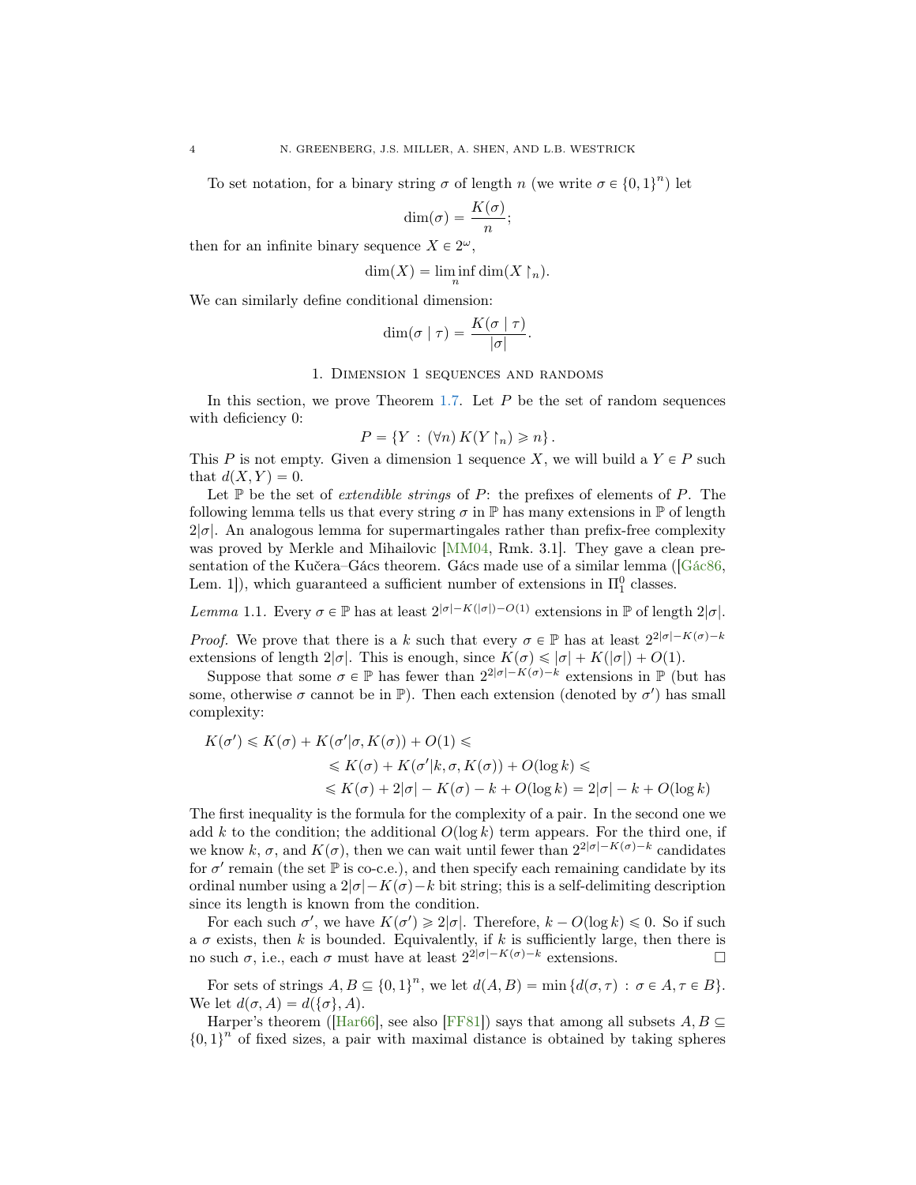To set notation, for a binary string $\sigma$ of length $n$ (we write $\sigma \in \{0,1\}^n$) let

$$\dim(\sigma) = \frac{K(\sigma)}{n};$$

then for an infinite binary sequence $X \in 2^\omega$,

$$\dim(X) = \liminf_n \dim(X \upharpoonright_n).$$

We can similarly define conditional dimension:

$$\dim(\sigma \mid \tau) = \frac{K(\sigma \mid \tau)}{|\sigma|}.$$

## 1. Dimension 1 sequences and randoms

In this section, we prove Theorem 1.7. Let $P$ be the set of random sequences with deficiency 0:

$$P = \{Y : (\forall n)\, K(Y \upharpoonright_n) \geqslant n\}.$$

This $P$ is not empty. Given a dimension 1 sequence $X$, we will build a $Y \in P$ such that $d(X, Y) = 0$.

Let $\mathbb{P}$ be the set of *extendible strings* of $P$: the prefixes of elements of $P$. The following lemma tells us that every string $\sigma$ in $\mathbb{P}$ has many extensions in $\mathbb{P}$ of length $2|\sigma|$. An analogous lemma for supermartingales rather than prefix-free complexity was proved by Merkle and Mihailovic [MM04, Rmk. 3.1]. They gave a clean presentation of the Kučera–Gács theorem. Gács made use of a similar lemma ([Gác86, Lem. 1]), which guaranteed a sufficient number of extensions in $\Pi^0_1$ classes.

*Lemma* 1.1. Every $\sigma \in \mathbb{P}$ has at least $2^{|\sigma| - K(|\sigma|) - O(1)}$ extensions in $\mathbb{P}$ of length $2|\sigma|$.

*Proof.* We prove that there is a $k$ such that every $\sigma \in \mathbb{P}$ has at least $2^{2|\sigma| - K(\sigma) - k}$ extensions of length $2|\sigma|$. This is enough, since $K(\sigma) \leqslant |\sigma| + K(|\sigma|) + O(1)$.

Suppose that some $\sigma \in \mathbb{P}$ has fewer than $2^{2|\sigma| - K(\sigma) - k}$ extensions in $\mathbb{P}$ (but has some, otherwise $\sigma$ cannot be in $\mathbb{P}$). Then each extension (denoted by $\sigma'$) has small complexity:

$$\begin{aligned}
K(\sigma') &\leqslant K(\sigma) + K(\sigma' | \sigma, K(\sigma)) + O(1) \leqslant \\
&\leqslant K(\sigma) + K(\sigma' | k, \sigma, K(\sigma)) + O(\log k) \leqslant \\
&\leqslant K(\sigma) + 2|\sigma| - K(\sigma) - k + O(\log k) = 2|\sigma| - k + O(\log k)
\end{aligned}$$

The first inequality is the formula for the complexity of a pair. In the second one we add $k$ to the condition; the additional $O(\log k)$ term appears. For the third one, if we know $k$, $\sigma$, and $K(\sigma)$, then we can wait until fewer than $2^{2|\sigma| - K(\sigma) - k}$ candidates for $\sigma'$ remain (the set $\mathbb{P}$ is co-c.e.), and then specify each remaining candidate by its ordinal number using a $2|\sigma| - K(\sigma) - k$ bit string; this is a self-delimiting description since its length is known from the condition.

For each such $\sigma'$, we have $K(\sigma') \geqslant 2|\sigma|$. Therefore, $k - O(\log k) \leqslant 0$. So if such a $\sigma$ exists, then $k$ is bounded. Equivalently, if $k$ is sufficiently large, then there is no such $\sigma$, i.e., each $\sigma$ must have at least $2^{2|\sigma| - K(\sigma) - k}$ extensions. $\square$

For sets of strings $A, B \subseteq \{0,1\}^n$, we let $d(A, B) = \min\{d(\sigma, \tau) : \sigma \in A, \tau \in B\}$. We let $d(\sigma, A) = d(\{\sigma\}, A)$.

Harper's theorem ([Har66], see also [FF81]) says that among all subsets $A, B \subseteq \{0,1\}^n$ of fixed sizes, a pair with maximal distance is obtained by taking spheres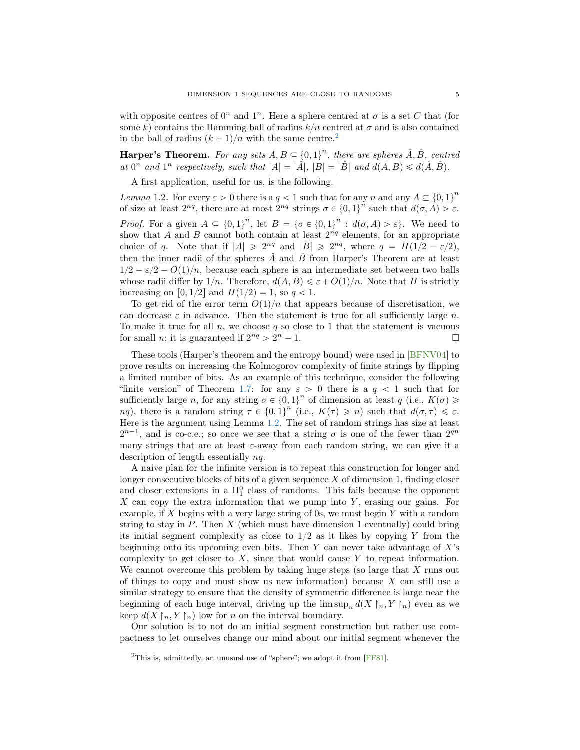with opposite centres of $0^n$ and $1^n$. Here a sphere centred at $\sigma$ is a set $C$ that (for some $k$) contains the Hamming ball of radius $k/n$ centred at $\sigma$ and is also contained in the ball of radius $(k+1)/n$ with the same centre.[2]

**Harper's Theorem.** *For any sets $A, B \subseteq \{0,1\}^n$, there are spheres $\hat{A}, \hat{B}$, centred at $0^n$ and $1^n$ respectively, such that $|A| = |\hat{A}|$, $|B| = |\hat{B}|$ and $d(A, B) \leqslant d(\hat{A}, \hat{B})$.*

A first application, useful for us, is the following.

*Lemma* 1.2. For every $\varepsilon > 0$ there is a $q < 1$ such that for any $n$ and any $A \subseteq \{0,1\}^n$ of size at least $2^{nq}$, there are at most $2^{nq}$ strings $\sigma \in \{0,1\}^n$ such that $d(\sigma, A) > \varepsilon$.

*Proof.* For a given $A \subseteq \{0,1\}^n$, let $B = \{\sigma \in \{0,1\}^n : d(\sigma, A) > \varepsilon\}$. We need to show that $A$ and $B$ cannot both contain at least $2^{nq}$ elements, for an appropriate choice of $q$. Note that if $|A| \geqslant 2^{nq}$ and $|B| \geqslant 2^{nq}$, where $q = H(1/2 - \varepsilon/2)$, then the inner radii of the spheres $\hat{A}$ and $\hat{B}$ from Harper's Theorem are at least $1/2 - \varepsilon/2 - O(1)/n$, because each sphere is an intermediate set between two balls whose radii differ by $1/n$. Therefore, $d(A, B) \leqslant \varepsilon + O(1)/n$. Note that $H$ is strictly increasing on $[0, 1/2]$ and $H(1/2) = 1$, so $q < 1$.

To get rid of the error term $O(1)/n$ that appears because of discretisation, we can decrease $\varepsilon$ in advance. Then the statement is true for all sufficiently large $n$. To make it true for all $n$, we choose $q$ so close to 1 that the statement is vacuous for small $n$; it is guaranteed if $2^{nq} > 2^n - 1$. $\square$

These tools (Harper's theorem and the entropy bound) were used in [BFNV04] to prove results on increasing the Kolmogorov complexity of finite strings by flipping a limited number of bits. As an example of this technique, consider the following "finite version" of Theorem 1.7: for any $\varepsilon > 0$ there is a $q < 1$ such that for sufficiently large $n$, for any string $\sigma \in \{0,1\}^n$ of dimension at least $q$ (i.e., $K(\sigma) \geqslant nq$), there is a random string $\tau \in \{0,1\}^n$ (i.e., $K(\tau) \geqslant n$) such that $d(\sigma, \tau) \leqslant \varepsilon$. Here is the argument using Lemma 1.2. The set of random strings has size at least $2^{n-1}$, and is co-c.e.; so once we see that a string $\sigma$ is one of the fewer than $2^{qn}$ many strings that are at least $\varepsilon$-away from each random string, we can give it a description of length essentially $nq$.

A naive plan for the infinite version is to repeat this construction for longer and longer consecutive blocks of bits of a given sequence $X$ of dimension 1, finding closer and closer extensions in a $\Pi^0_1$ class of randoms. This fails because the opponent $X$ can copy the extra information that we pump into $Y$, erasing our gains. For example, if $X$ begins with a very large string of 0s, we must begin $Y$ with a random string to stay in $P$. Then $X$ (which must have dimension 1 eventually) could bring its initial segment complexity as close to $1/2$ as it likes by copying $Y$ from the beginning onto its upcoming even bits. Then $Y$ can never take advantage of $X$'s complexity to get closer to $X$, since that would cause $Y$ to repeat information. We cannot overcome this problem by taking huge steps (so large that $X$ runs out of things to copy and must show us new information) because $X$ can still use a similar strategy to ensure that the density of symmetric difference is large near the beginning of each huge interval, driving up the $\limsup_n d(X\restriction_n, Y\restriction_n)$ even as we keep $d(X\restriction_n, Y\restriction_n)$ low for $n$ on the interval boundary.

Our solution is to not do an initial segment construction but rather use compactness to let ourselves change our mind about our initial segment whenever the

[2] This is, admittedly, an unusual use of "sphere"; we adopt it from [FF81].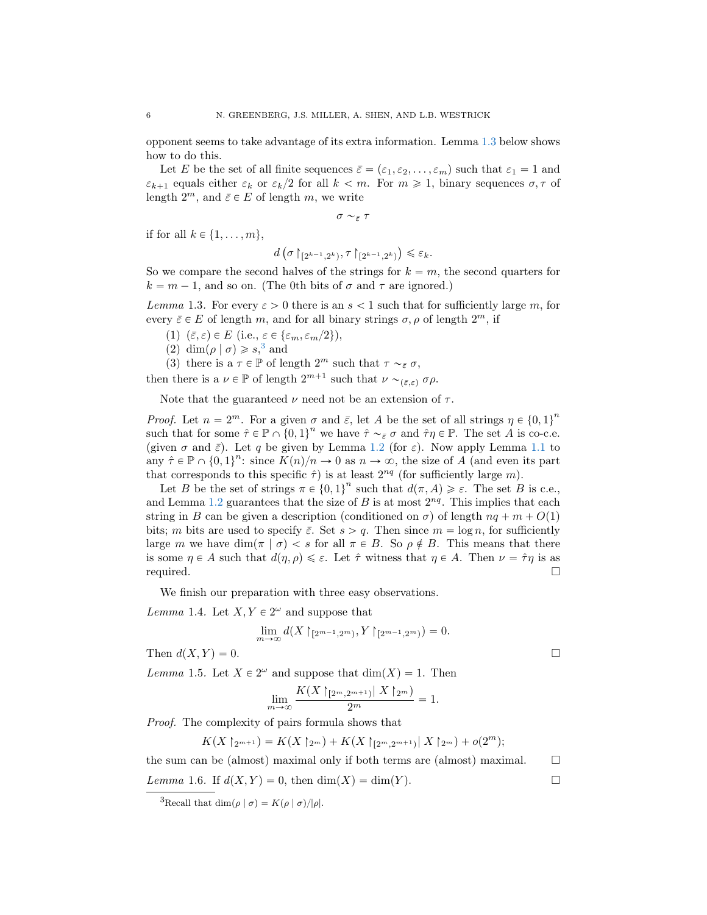opponent seems to take advantage of its extra information. Lemma 1.3 below shows how to do this.

Let $E$ be the set of all finite sequences $\bar{\varepsilon} = (\varepsilon_1, \varepsilon_2, \ldots, \varepsilon_m)$ such that $\varepsilon_1 = 1$ and $\varepsilon_{k+1}$ equals either $\varepsilon_k$ or $\varepsilon_k/2$ for all $k < m$. For $m \geqslant 1$, binary sequences $\sigma, \tau$ of length $2^m$, and $\bar{\varepsilon} \in E$ of length $m$, we write

$$\sigma \sim_{\bar{\varepsilon}} \tau$$

if for all $k \in \{1, \ldots, m\}$,

$$d\left(\sigma\restriction_{[2^{k-1}, 2^k)}, \tau\restriction_{[2^{k-1}, 2^k)}\right) \leqslant \varepsilon_k.$$

So we compare the second halves of the strings for $k = m$, the second quarters for $k = m - 1$, and so on. (The 0th bits of $\sigma$ and $\tau$ are ignored.)

*Lemma* 1.3. For every $\varepsilon > 0$ there is an $s < 1$ such that for sufficiently large $m$, for every $\bar{\varepsilon} \in E$ of length $m$, and for all binary strings $\sigma, \rho$ of length $2^m$, if

(1) $(\bar{\varepsilon}, \varepsilon) \in E$ (i.e., $\varepsilon \in \{\varepsilon_m, \varepsilon_m/2\}$),
(2) $\dim(\rho \mid \sigma) \geqslant s$,[3] and
(3) there is a $\tau \in \mathbb{P}$ of length $2^m$ such that $\tau \sim_{\bar{\varepsilon}} \sigma$,

then there is a $\nu \in \mathbb{P}$ of length $2^{m+1}$ such that $\nu \sim_{(\bar{\varepsilon}, \varepsilon)} \sigma\rho$.

Note that the guaranteed $\nu$ need not be an extension of $\tau$.

*Proof.* Let $n = 2^m$. For a given $\sigma$ and $\bar{\varepsilon}$, let $A$ be the set of all strings $\eta \in \{0,1\}^n$ such that for some $\hat{\tau} \in \mathbb{P} \cap \{0,1\}^n$ we have $\hat{\tau} \sim_{\bar{\varepsilon}} \sigma$ and $\hat{\tau}\eta \in \mathbb{P}$. The set $A$ is co-c.e. (given $\sigma$ and $\bar{\varepsilon}$). Let $q$ be given by Lemma 1.2 (for $\varepsilon$). Now apply Lemma 1.1 to any $\hat{\tau} \in \mathbb{P} \cap \{0,1\}^n$: since $K(n)/n \to 0$ as $n \to \infty$, the size of $A$ (and even its part that corresponds to this specific $\hat{\tau}$) is at least $2^{nq}$ (for sufficiently large $m$).

Let $B$ be the set of strings $\pi \in \{0,1\}^n$ such that $d(\pi, A) \geqslant \varepsilon$. The set $B$ is c.e., and Lemma 1.2 guarantees that the size of $B$ is at most $2^{nq}$. This implies that each string in $B$ can be given a description (conditioned on $\sigma$) of length $nq + m + O(1)$ bits; $m$ bits are used to specify $\bar{\varepsilon}$. Set $s > q$. Then since $m = \log n$, for sufficiently large $m$ we have $\dim(\pi \mid \sigma) < s$ for all $\pi \in B$. So $\rho \notin B$. This means that there is some $\eta \in A$ such that $d(\eta, \rho) \leqslant \varepsilon$. Let $\hat{\tau}$ witness that $\eta \in A$. Then $\nu = \hat{\tau}\eta$ is as required. □

We finish our preparation with three easy observations.

*Lemma* 1.4. Let $X, Y \in 2^\omega$ and suppose that

$$\lim_{m\to\infty} d(X\restriction_{[2^{m-1}, 2^m)}, Y\restriction_{[2^{m-1}, 2^m)}) = 0.$$

Then $d(X, Y) = 0$. □

*Lemma* 1.5. Let $X \in 2^\omega$ and suppose that $\dim(X) = 1$. Then

$$\lim_{m\to\infty} \frac{K(X\restriction_{[2^m, 2^{m+1})} \mid X\restriction_{2^m})}{2^m} = 1.$$

*Proof.* The complexity of pairs formula shows that

$$K(X\restriction_{2^{m+1}}) = K(X\restriction_{2^m}) + K(X\restriction_{[2^m, 2^{m+1})} \mid X\restriction_{2^m}) + o(2^m);$$

the sum can be (almost) maximal only if both terms are (almost) maximal. □

*Lemma* 1.6. If $d(X, Y) = 0$, then $\dim(X) = \dim(Y)$. □

[3] Recall that $\dim(\rho \mid \sigma) = K(\rho \mid \sigma)/|\rho|$.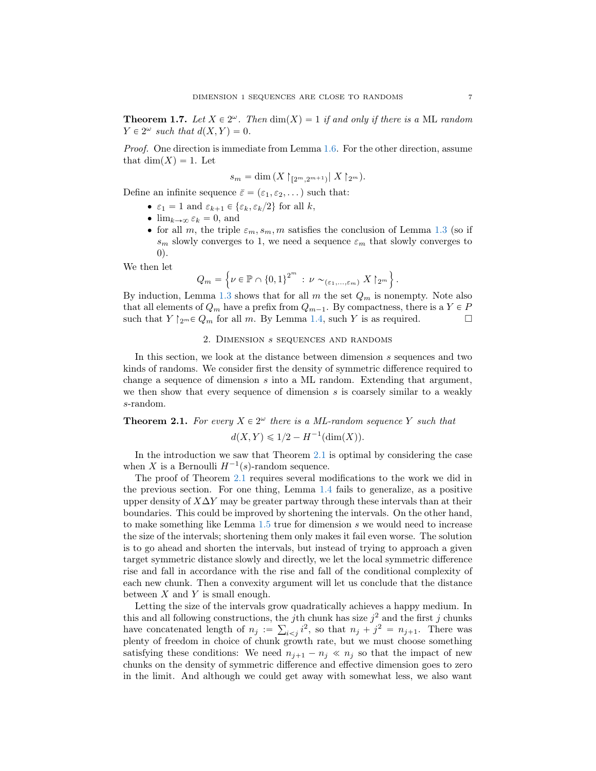**Theorem 1.7.** *Let $X \in 2^\omega$. Then $\dim(X) = 1$ if and only if there is a* ML *random $Y \in 2^\omega$ such that $d(X, Y) = 0$.*

*Proof.* One direction is immediate from Lemma 1.6. For the other direction, assume that $\dim(X) = 1$. Let

$$s_m = \dim\left(X\restriction_{[2^m, 2^{m+1})} \middle| \, X\restriction_{2^m}\right).$$

Define an infinite sequence $\bar{\varepsilon} = (\varepsilon_1, \varepsilon_2, \dots)$ such that:

- $\varepsilon_1 = 1$ and $\varepsilon_{k+1} \in \{\varepsilon_k, \varepsilon_k/2\}$ for all $k$,
- $\lim_{k\to\infty} \varepsilon_k = 0$, and
- for all $m$, the triple $\varepsilon_m, s_m, m$ satisfies the conclusion of Lemma 1.3 (so if $s_m$ slowly converges to 1, we need a sequence $\varepsilon_m$ that slowly converges to 0).

We then let

$$Q_m = \left\{\nu \in \mathbb{P} \cap \{0,1\}^{2^m} \, : \, \nu \sim_{(\varepsilon_1, \dots, \varepsilon_m)} X\restriction_{2^m}\right\}.$$

By induction, Lemma 1.3 shows that for all $m$ the set $Q_m$ is nonempty. Note also that all elements of $Q_m$ have a prefix from $Q_{m-1}$. By compactness, there is a $Y \in P$ such that $Y\restriction_{2^m} \in Q_m$ for all $m$. By Lemma 1.4, such $Y$ is as required. □

## 2. Dimension $s$ sequences and randoms

In this section, we look at the distance between dimension $s$ sequences and two kinds of randoms. We consider first the density of symmetric difference required to change a sequence of dimension $s$ into a ML random. Extending that argument, we then show that every sequence of dimension $s$ is coarsely similar to a weakly $s$-random.

**Theorem 2.1.** *For every $X \in 2^\omega$ there is a ML-random sequence $Y$ such that*

$$d(X, Y) \leqslant 1/2 - H^{-1}(\dim(X)).$$

In the introduction we saw that Theorem 2.1 is optimal by considering the case when $X$ is a Bernoulli $H^{-1}(s)$-random sequence.

The proof of Theorem 2.1 requires several modifications to the work we did in the previous section. For one thing, Lemma 1.4 fails to generalize, as a positive upper density of $X \Delta Y$ may be greater partway through these intervals than at their boundaries. This could be improved by shortening the intervals. On the other hand, to make something like Lemma 1.5 true for dimension $s$ we would need to increase the size of the intervals; shortening them only makes it fail even worse. The solution is to go ahead and shorten the intervals, but instead of trying to approach a given target symmetric distance slowly and directly, we let the local symmetric difference rise and fall in accordance with the rise and fall of the conditional complexity of each new chunk. Then a convexity argument will let us conclude that the distance between $X$ and $Y$ is small enough.

Letting the size of the intervals grow quadratically achieves a happy medium. In this and all following constructions, the $j$th chunk has size $j^2$ and the first $j$ chunks have concatenated length of $n_j := \sum_{i<j} i^2$, so that $n_j + j^2 = n_{j+1}$. There was plenty of freedom in choice of chunk growth rate, but we must choose something satisfying these conditions: We need $n_{j+1} - n_j \ll n_j$ so that the impact of new chunks on the density of symmetric difference and effective dimension goes to zero in the limit. And although we could get away with somewhat less, we also want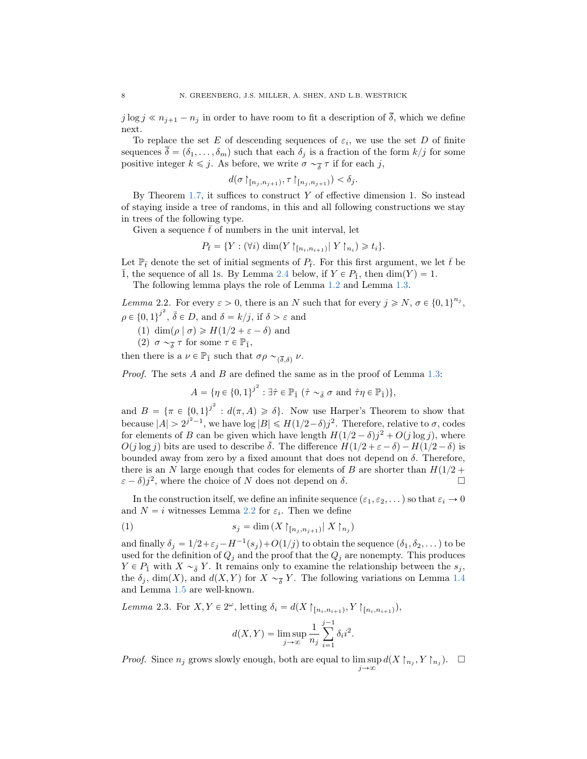$j \log j \ll n_{j+1} - n_j$ in order to have room to fit a description of $\overline{\delta}$, which we define next.

To replace the set $E$ of descending sequences of $\varepsilon_i$, we use the set $D$ of finite sequences $\overline{\delta} = (\delta_1, \dots, \delta_m)$ such that each $\delta_j$ is a fraction of the form $k/j$ for some positive integer $k \leqslant j$. As before, we write $\sigma \sim_{\overline{\delta}} \tau$ if for each $j$,

$$d(\sigma \upharpoonright_{[n_j, n_{j+1})}, \tau \upharpoonright_{[n_j, n_{j+1})}) < \delta_j.$$

By Theorem 1.7, it suffices to construct $Y$ of effective dimension 1. So instead of staying inside a tree of randoms, in this and all following constructions we stay in trees of the following type.

Given a sequence $\bar{t}$ of numbers in the unit interval, let

$$P_{\bar{t}} = \{Y : (\forall i)\ \dim(Y \upharpoonright_{[n_i, n_{i+1})} |\ Y \upharpoonright_{n_i}) \geqslant t_i\}.$$

Let $\mathbb{P}_{\bar{t}}$ denote the set of initial segments of $P_{\bar{t}}$. For this first argument, we let $\bar{t}$ be $\bar{1}$, the sequence of all 1s. By Lemma 2.4 below, if $Y \in P_{\bar{1}}$, then $\dim(Y) = 1$.

The following lemma plays the role of Lemma 1.2 and Lemma 1.3.

*Lemma* 2.2. For every $\varepsilon > 0$, there is an $N$ such that for every $j \geqslant N$, $\sigma \in \{0,1\}^{n_j}$, $\rho \in \{0,1\}^{j^2}$, $\bar{\delta} \in D$, and $\delta = k/j$, if $\delta > \varepsilon$ and

1. $\dim(\rho \mid \sigma) \geqslant H(1/2 + \varepsilon - \delta)$ and
2. $\sigma \sim_{\bar{\delta}} \tau$ for some $\tau \in \mathbb{P}_{\bar{1}}$,

then there is a $\nu \in \mathbb{P}_{\bar{1}}$ such that $\sigma\rho \sim_{(\bar{\delta}, \delta)} \nu$.

*Proof.* The sets $A$ and $B$ are defined the same as in the proof of Lemma 1.3:

$$A = \{\eta \in \{0,1\}^{j^2} : \exists \hat{\tau} \in \mathbb{P}_{\bar{1}}\ (\hat{\tau} \sim_{\bar{\delta}} \sigma \text{ and } \hat{\tau}\eta \in \mathbb{P}_{\bar{1}})\},$$

and $B = \{\pi \in \{0,1\}^{j^2} : d(\pi, A) \geqslant \delta\}$. Now use Harper's Theorem to show that because $|A| > 2^{j^2 - 1}$, we have $\log |B| \leqslant H(1/2 - \delta) j^2$. Therefore, relative to $\sigma$, codes for elements of $B$ can be given which have length $H(1/2 - \delta) j^2 + O(j \log j)$, where $O(j \log j)$ bits are used to describe $\bar{\delta}$. The difference $H(1/2 + \varepsilon - \delta) - H(1/2 - \delta)$ is bounded away from zero by a fixed amount that does not depend on $\delta$. Therefore, there is an $N$ large enough that codes for elements of $B$ are shorter than $H(1/2 + \varepsilon - \delta) j^2$, where the choice of $N$ does not depend on $\delta$. $\square$

In the construction itself, we define an infinite sequence $(\varepsilon_1, \varepsilon_2, \dots)$ so that $\varepsilon_i \to 0$ and $N = i$ witnesses Lemma 2.2 for $\varepsilon_i$. Then we define

$$s_j = \dim (X \upharpoonright_{[n_j, n_{j+1})} |\ X \upharpoonright_{n_j}) \tag{1}$$

and finally $\delta_j = 1/2 + \varepsilon_j - H^{-1}(s_j) + O(1/j)$ to obtain the sequence $(\delta_1, \delta_2, \dots)$ to be used for the definition of $Q_j$ and the proof that the $Q_j$ are nonempty. This produces $Y \in P_{\bar{1}}$ with $X \sim_{\bar{\delta}} Y$. It remains only to examine the relationship between the $s_j$, the $\delta_j$, $\dim(X)$, and $d(X, Y)$ for $X \sim_{\bar{\delta}} Y$. The following variations on Lemma 1.4 and Lemma 1.5 are well-known.

*Lemma* 2.3. For $X, Y \in 2^\omega$, letting $\delta_i = d(X \upharpoonright_{[n_i, n_{i+1})}, Y \upharpoonright_{[n_i, n_{i+1})})$,

$$d(X, Y) = \limsup_{j \to \infty} \frac{1}{n_j} \sum_{i=1}^{j-1} \delta_i i^2.$$

*Proof.* Since $n_j$ grows slowly enough, both are equal to $\limsup_{j \to \infty} d(X \upharpoonright_{n_j}, Y \upharpoonright_{n_j})$. $\square$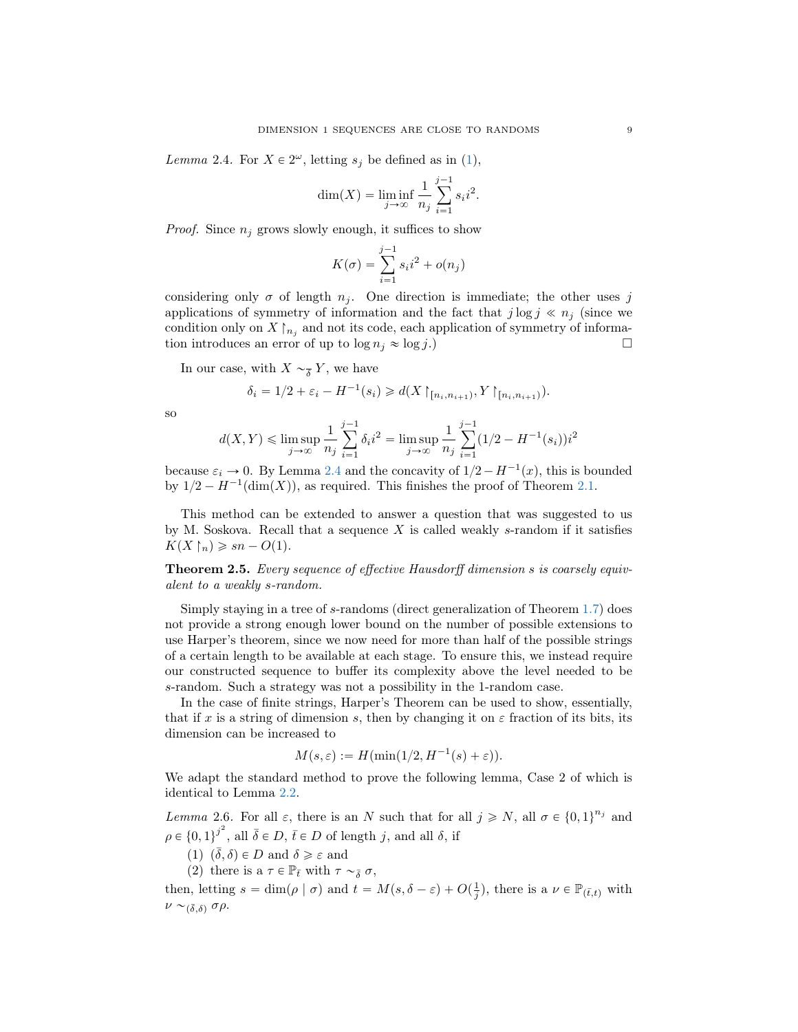*Lemma* 2.4. For $X \in 2^\omega$, letting $s_j$ be defined as in (1),

$$\dim(X) = \liminf_{j\to\infty} \frac{1}{n_j} \sum_{i=1}^{j-1} s_i i^2.$$

*Proof.* Since $n_j$ grows slowly enough, it suffices to show

$$K(\sigma) = \sum_{i=1}^{j-1} s_i i^2 + o(n_j)$$

considering only $\sigma$ of length $n_j$. One direction is immediate; the other uses $j$ applications of symmetry of information and the fact that $j \log j \ll n_j$ (since we condition only on $X\restriction_{n_j}$ and not its code, each application of symmetry of information introduces an error of up to $\log n_j \approx \log j$.) □

In our case, with $X \sim_{\bar\delta} Y$, we have

$$\delta_i = 1/2 + \varepsilon_i - H^{-1}(s_i) \geqslant d(X\restriction_{[n_i,n_{i+1})}, Y\restriction_{[n_i,n_{i+1})}).$$

so

$$d(X,Y) \leqslant \limsup_{j\to\infty} \frac{1}{n_j} \sum_{i=1}^{j-1} \delta_i i^2 = \limsup_{j\to\infty} \frac{1}{n_j} \sum_{i=1}^{j-1} (1/2 - H^{-1}(s_i)) i^2$$

because $\varepsilon_i \to 0$. By Lemma 2.4 and the concavity of $1/2 - H^{-1}(x)$, this is bounded by $1/2 - H^{-1}(\dim(X))$, as required. This finishes the proof of Theorem 2.1.

This method can be extended to answer a question that was suggested to us by M. Soskova. Recall that a sequence $X$ is called weakly $s$-random if it satisfies $K(X\restriction_n) \geqslant sn - O(1)$.

**Theorem 2.5.** *Every sequence of effective Hausdorff dimension $s$ is coarsely equivalent to a weakly $s$-random.*

Simply staying in a tree of $s$-randoms (direct generalization of Theorem 1.7) does not provide a strong enough lower bound on the number of possible extensions to use Harper's theorem, since we now need for more than half of the possible strings of a certain length to be available at each stage. To ensure this, we instead require our constructed sequence to buffer its complexity above the level needed to be $s$-random. Such a strategy was not a possibility in the 1-random case.

In the case of finite strings, Harper's Theorem can be used to show, essentially, that if $x$ is a string of dimension $s$, then by changing it on $\varepsilon$ fraction of its bits, its dimension can be increased to

$$M(s,\varepsilon) := H(\min(1/2, H^{-1}(s) + \varepsilon)).$$

We adapt the standard method to prove the following lemma, Case 2 of which is identical to Lemma 2.2.

*Lemma* 2.6. For all $\varepsilon$, there is an $N$ such that for all $j \geqslant N$, all $\sigma \in \{0,1\}^{n_j}$ and $\rho \in \{0,1\}^{j^2}$, all $\bar\delta \in D$, $\bar t \in D$ of length $j$, and all $\delta$, if

(1) $(\bar\delta, \delta) \in D$ and $\delta \geqslant \varepsilon$ and

(2) there is a $\tau \in \mathbb{P}_{\bar t}$ with $\tau \sim_{\bar\delta} \sigma$,

then, letting $s = \dim(\rho \mid \sigma)$ and $t = M(s, \delta - \varepsilon) + O(\frac{1}{j})$, there is a $\nu \in \mathbb{P}_{(\bar t, t)}$ with $\nu \sim_{(\bar\delta,\delta)} \sigma\rho$.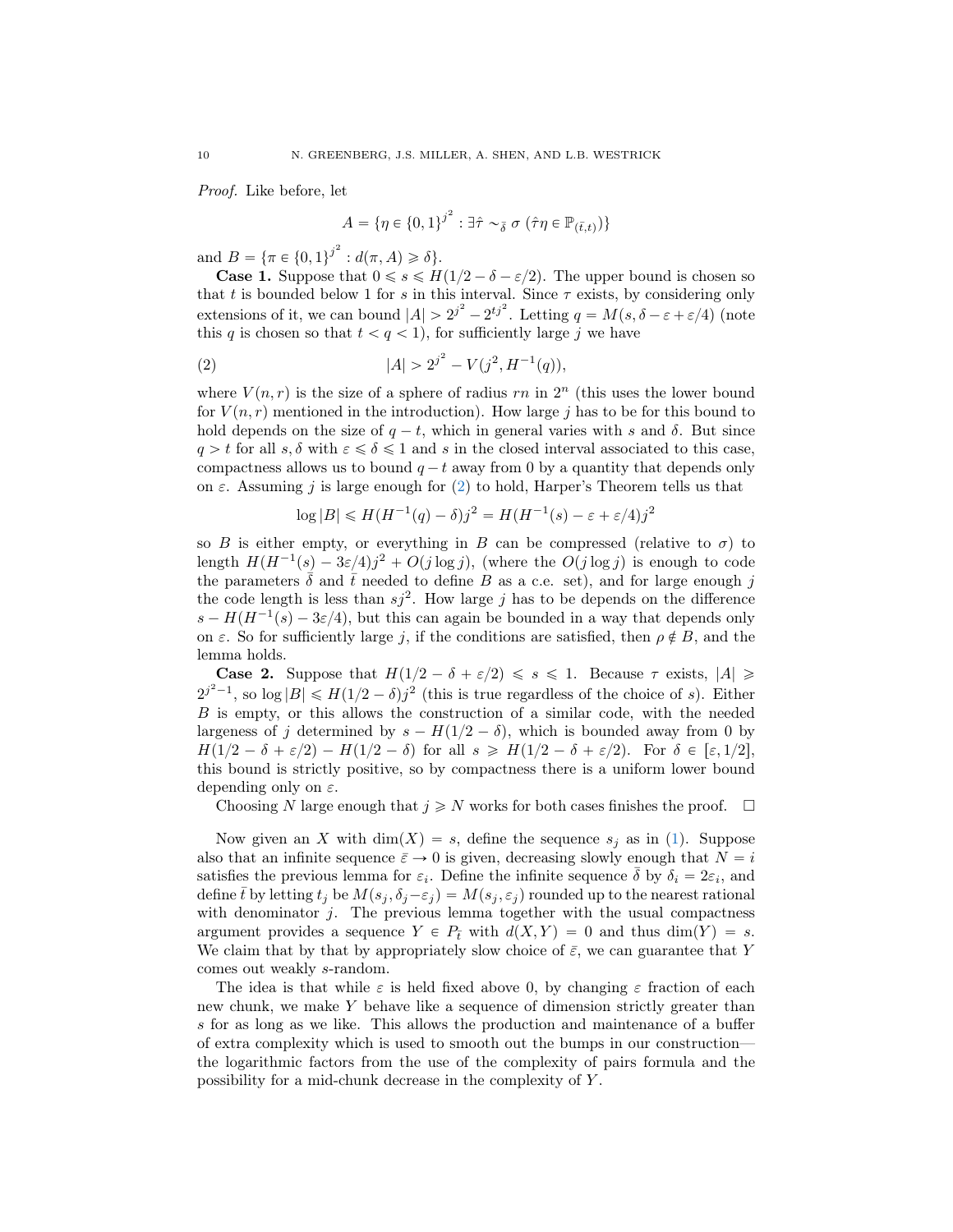*Proof.* Like before, let

$$A = \{\eta \in \{0,1\}^{j^2} : \exists \hat{\tau} \sim_{\bar{\delta}} \sigma \ (\hat{\tau}\eta \in \mathbb{P}_{(\bar{t},t)})\}$$

and $B = \{\pi \in \{0,1\}^{j^2} : d(\pi, A) \geqslant \delta\}$.

**Case 1.** Suppose that $0 \leqslant s \leqslant H(1/2 - \delta - \varepsilon/2)$. The upper bound is chosen so that $t$ is bounded below 1 for $s$ in this interval. Since $\tau$ exists, by considering only extensions of it, we can bound $|A| > 2^{j^2} - 2^{tj^2}$. Letting $q = M(s, \delta - \varepsilon + \varepsilon/4)$ (note this $q$ is chosen so that $t < q < 1$), for sufficiently large $j$ we have

$$|A| > 2^{j^2} - V(j^2, H^{-1}(q)), \tag{2}$$

where $V(n, r)$ is the size of a sphere of radius $rn$ in $2^n$ (this uses the lower bound for $V(n,r)$ mentioned in the introduction). How large $j$ has to be for this bound to hold depends on the size of $q - t$, which in general varies with $s$ and $\delta$. But since $q > t$ for all $s, \delta$ with $\varepsilon \leqslant \delta \leqslant 1$ and $s$ in the closed interval associated to this case, compactness allows us to bound $q - t$ away from 0 by a quantity that depends only on $\varepsilon$. Assuming $j$ is large enough for (2) to hold, Harper's Theorem tells us that

$$\log |B| \leqslant H(H^{-1}(q) - \delta)j^2 = H(H^{-1}(s) - \varepsilon + \varepsilon/4)j^2$$

so $B$ is either empty, or everything in $B$ can be compressed (relative to $\sigma$) to length $H(H^{-1}(s) - 3\varepsilon/4)j^2 + O(j \log j)$, (where the $O(j \log j)$ is enough to code the parameters $\bar{\delta}$ and $\bar{t}$ needed to define $B$ as a c.e. set), and for large enough $j$ the code length is less than $sj^2$. How large $j$ has to be depends on the difference $s - H(H^{-1}(s) - 3\varepsilon/4)$, but this can again be bounded in a way that depends only on $\varepsilon$. So for sufficiently large $j$, if the conditions are satisfied, then $\rho \notin B$, and the lemma holds.

**Case 2.** Suppose that $H(1/2 - \delta + \varepsilon/2) \leqslant s \leqslant 1$. Because $\tau$ exists, $|A| \geqslant 2^{j^2 - 1}$, so $\log |B| \leqslant H(1/2 - \delta)j^2$ (this is true regardless of the choice of $s$). Either $B$ is empty, or this allows the construction of a similar code, with the needed largeness of $j$ determined by $s - H(1/2 - \delta)$, which is bounded away from 0 by $H(1/2 - \delta + \varepsilon/2) - H(1/2 - \delta)$ for all $s \geqslant H(1/2 - \delta + \varepsilon/2)$. For $\delta \in [\varepsilon, 1/2]$, this bound is strictly positive, so by compactness there is a uniform lower bound depending only on $\varepsilon$.

Choosing $N$ large enough that $j \geqslant N$ works for both cases finishes the proof. $\square$

Now given an $X$ with $\dim(X) = s$, define the sequence $s_j$ as in (1). Suppose also that an infinite sequence $\bar{\varepsilon} \to 0$ is given, decreasing slowly enough that $N = i$ satisfies the previous lemma for $\varepsilon_i$. Define the infinite sequence $\bar{\delta}$ by $\delta_i = 2\varepsilon_i$, and define $\bar{t}$ by letting $t_j$ be $M(s_j, \delta_j - \varepsilon_j) = M(s_j, \varepsilon_j)$ rounded up to the nearest rational with denominator $j$. The previous lemma together with the usual compactness argument provides a sequence $Y \in P_{\bar{t}}$ with $d(X, Y) = 0$ and thus $\dim(Y) = s$. We claim that by that by appropriately slow choice of $\bar{\varepsilon}$, we can guarantee that $Y$ comes out weakly $s$-random.

The idea is that while $\varepsilon$ is held fixed above 0, by changing $\varepsilon$ fraction of each new chunk, we make $Y$ behave like a sequence of dimension strictly greater than $s$ for as long as we like. This allows the production and maintenance of a buffer of extra complexity which is used to smooth out the bumps in our construction— the logarithmic factors from the use of the complexity of pairs formula and the possibility for a mid-chunk decrease in the complexity of $Y$.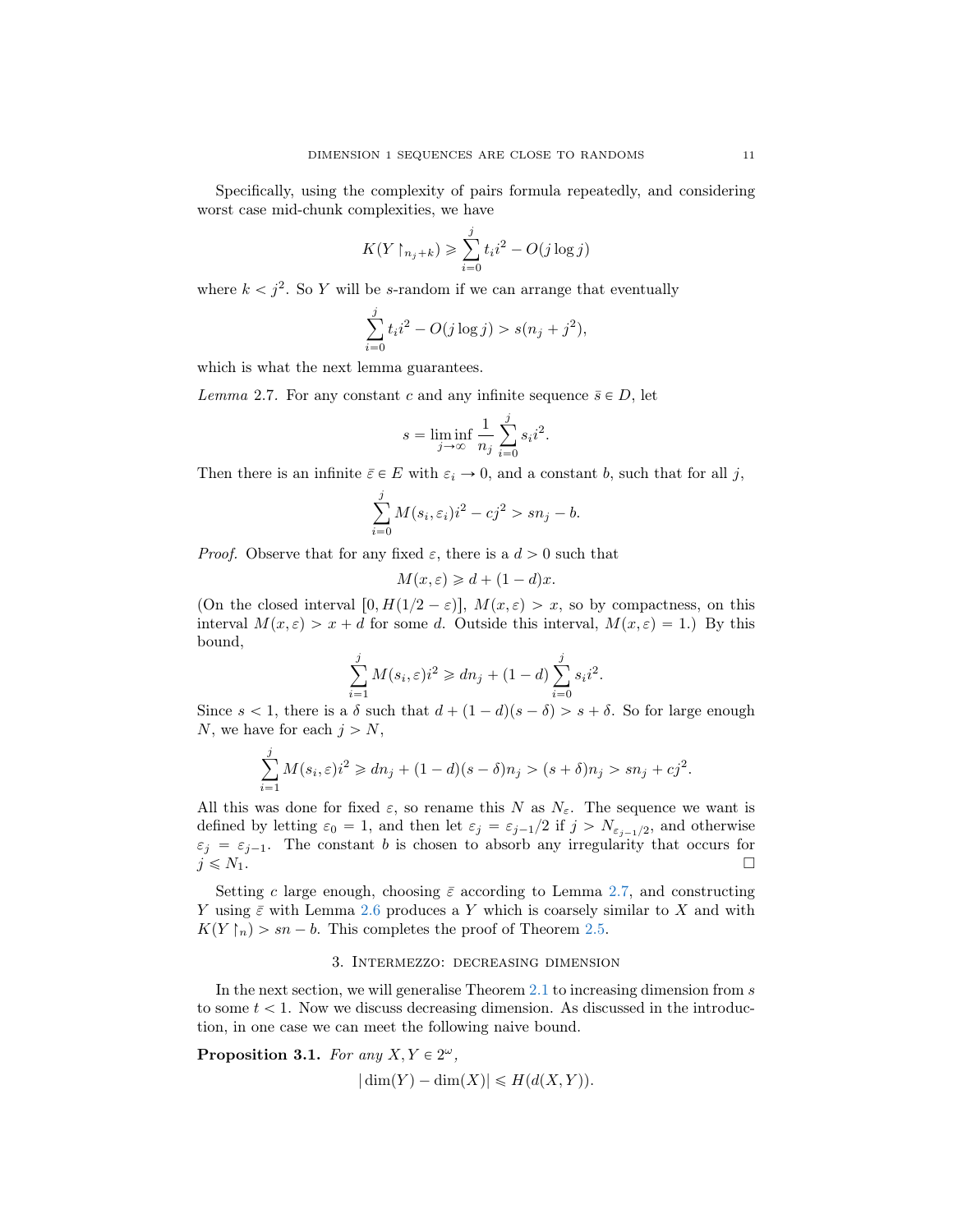Specifically, using the complexity of pairs formula repeatedly, and considering worst case mid-chunk complexities, we have

$$K(Y\restriction_{n_j+k}) \geqslant \sum_{i=0}^{j} t_i i^2 - O(j \log j)$$

where $k < j^2$. So $Y$ will be $s$-random if we can arrange that eventually

$$\sum_{i=0}^{j} t_i i^2 - O(j \log j) > s(n_j + j^2),$$

which is what the next lemma guarantees.

*Lemma* 2.7. For any constant $c$ and any infinite sequence $\bar{s} \in D$, let

$$s = \liminf_{j\to\infty} \frac{1}{n_j} \sum_{i=0}^{j} s_i i^2.$$

Then there is an infinite $\bar{\varepsilon} \in E$ with $\varepsilon_i \to 0$, and a constant $b$, such that for all $j$,

$$\sum_{i=0}^{j} M(s_i, \varepsilon_i) i^2 - cj^2 > sn_j - b.$$

*Proof.* Observe that for any fixed $\varepsilon$, there is a $d > 0$ such that

$$M(x, \varepsilon) \geqslant d + (1-d)x.$$

(On the closed interval $[0, H(1/2 - \varepsilon)]$, $M(x, \varepsilon) > x$, so by compactness, on this interval $M(x, \varepsilon) > x + d$ for some $d$. Outside this interval, $M(x, \varepsilon) = 1$.) By this bound,

$$\sum_{i=1}^{j} M(s_i, \varepsilon) i^2 \geqslant dn_j + (1-d) \sum_{i=0}^{j} s_i i^2.$$

Since $s < 1$, there is a $\delta$ such that $d + (1-d)(s-\delta) > s + \delta$. So for large enough $N$, we have for each $j > N$,

$$\sum_{i=1}^{j} M(s_i, \varepsilon) i^2 \geqslant dn_j + (1-d)(s-\delta)n_j > (s+\delta)n_j > sn_j + cj^2.$$

All this was done for fixed $\varepsilon$, so rename this $N$ as $N_\varepsilon$. The sequence we want is defined by letting $\varepsilon_0 = 1$, and then let $\varepsilon_j = \varepsilon_{j-1}/2$ if $j > N_{\varepsilon_{j-1}/2}$, and otherwise $\varepsilon_j = \varepsilon_{j-1}$. The constant $b$ is chosen to absorb any irregularity that occurs for $j \leqslant N_1$. ☐

Setting $c$ large enough, choosing $\bar{\varepsilon}$ according to Lemma 2.7, and constructing $Y$ using $\bar{\varepsilon}$ with Lemma 2.6 produces a $Y$ which is coarsely similar to $X$ and with $K(Y\restriction_n) > sn - b$. This completes the proof of Theorem 2.5.

## 3. Intermezzo: decreasing dimension

In the next section, we will generalise Theorem 2.1 to increasing dimension from $s$ to some $t < 1$. Now we discuss decreasing dimension. As discussed in the introduction, in one case we can meet the following naive bound.

**Proposition 3.1.** *For any* $X, Y \in 2^\omega$,

$$|\dim(Y) - \dim(X)| \leqslant H(d(X, Y)).$$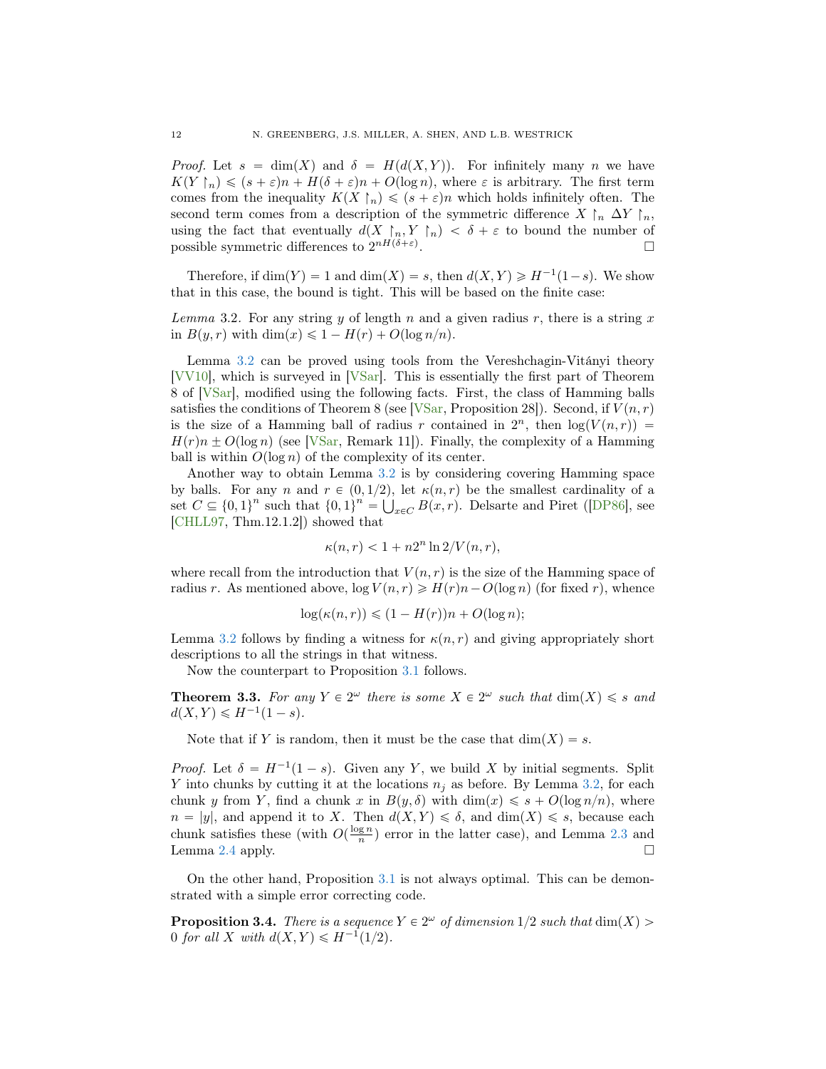*Proof.* Let $s = \dim(X)$ and $\delta = H(d(X,Y))$. For infinitely many $n$ we have $K(Y\restriction_n) \leqslant (s+\varepsilon)n + H(\delta+\varepsilon)n + O(\log n)$, where $\varepsilon$ is arbitrary. The first term comes from the inequality $K(X\restriction_n) \leqslant (s+\varepsilon)n$ which holds infinitely often. The second term comes from a description of the symmetric difference $X\restriction_n \Delta Y\restriction_n$, using the fact that eventually $d(X\restriction_n, Y\restriction_n) < \delta + \varepsilon$ to bound the number of possible symmetric differences to $2^{nH(\delta+\varepsilon)}$. □

Therefore, if $\dim(Y) = 1$ and $\dim(X) = s$, then $d(X,Y) \geqslant H^{-1}(1-s)$. We show that in this case, the bound is tight. This will be based on the finite case:

*Lemma* 3.2. For any string $y$ of length $n$ and a given radius $r$, there is a string $x$ in $B(y,r)$ with $\dim(x) \leqslant 1 - H(r) + O(\log n/n)$.

Lemma 3.2 can be proved using tools from the Vereshchagin-Vitányi theory [VV10], which is surveyed in [VSar]. This is essentially the first part of Theorem 8 of [VSar], modified using the following facts. First, the class of Hamming balls satisfies the conditions of Theorem 8 (see [VSar, Proposition 28]). Second, if $V(n,r)$ is the size of a Hamming ball of radius $r$ contained in $2^n$, then $\log(V(n,r)) = H(r)n \pm O(\log n)$ (see [VSar, Remark 11]). Finally, the complexity of a Hamming ball is within $O(\log n)$ of the complexity of its center.

Another way to obtain Lemma 3.2 is by considering covering Hamming space by balls. For any $n$ and $r \in (0, 1/2)$, let $\kappa(n,r)$ be the smallest cardinality of a set $C \subseteq \{0,1\}^n$ such that $\{0,1\}^n = \bigcup_{x\in C} B(x,r)$. Delsarte and Piret ([DP86], see [CHLL97, Thm.12.1.2]) showed that

$$\kappa(n,r) < 1 + n2^n \ln 2/V(n,r),$$

where recall from the introduction that $V(n,r)$ is the size of the Hamming space of radius $r$. As mentioned above, $\log V(n,r) \geqslant H(r)n - O(\log n)$ (for fixed $r$), whence

$$\log(\kappa(n,r)) \leqslant (1-H(r))n + O(\log n);$$

Lemma 3.2 follows by finding a witness for $\kappa(n,r)$ and giving appropriately short descriptions to all the strings in that witness.

Now the counterpart to Proposition 3.1 follows.

**Theorem 3.3.** *For any $Y \in 2^\omega$ there is some $X \in 2^\omega$ such that $\dim(X) \leqslant s$ and $d(X,Y) \leqslant H^{-1}(1-s)$.*

Note that if $Y$ is random, then it must be the case that $\dim(X) = s$.

*Proof.* Let $\delta = H^{-1}(1-s)$. Given any $Y$, we build $X$ by initial segments. Split $Y$ into chunks by cutting it at the locations $n_j$ as before. By Lemma 3.2, for each chunk $y$ from $Y$, find a chunk $x$ in $B(y,\delta)$ with $\dim(x) \leqslant s + O(\log n/n)$, where $n = |y|$, and append it to $X$. Then $d(X,Y) \leqslant \delta$, and $\dim(X) \leqslant s$, because each chunk satisfies these (with $O(\frac{\log n}{n})$ error in the latter case), and Lemma 2.3 and Lemma 2.4 apply. □

On the other hand, Proposition 3.1 is not always optimal. This can be demonstrated with a simple error correcting code.

**Proposition 3.4.** *There is a sequence $Y \in 2^\omega$ of dimension $1/2$ such that $\dim(X) > 0$ for all $X$ with $d(X,Y) \leqslant H^{-1}(1/2)$.*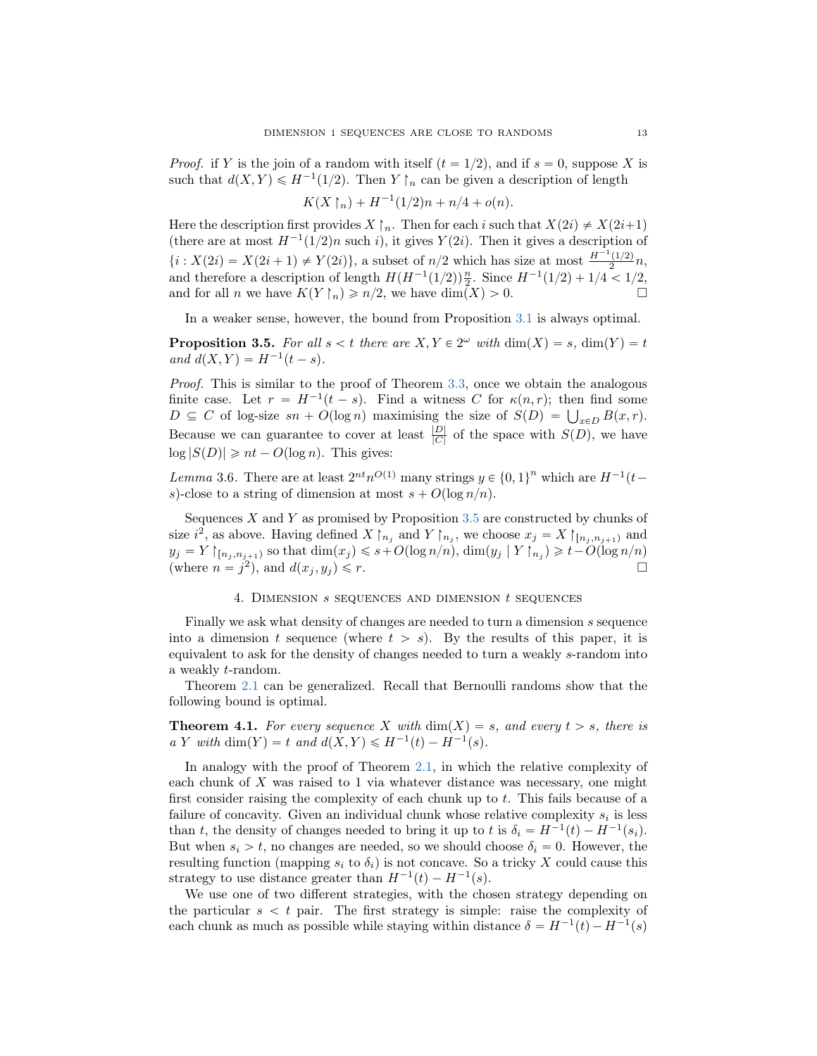*Proof.* if $Y$ is the join of a random with itself ($t = 1/2$), and if $s = 0$, suppose $X$ is such that $d(X, Y) \leqslant H^{-1}(1/2)$. Then $Y \upharpoonright_n$ can be given a description of length

$$K(X \upharpoonright_n) + H^{-1}(1/2)n + n/4 + o(n).$$

Here the description first provides $X \upharpoonright_n$. Then for each $i$ such that $X(2i) \neq X(2i+1)$ (there are at most $H^{-1}(1/2)n$ such $i$), it gives $Y(2i)$. Then it gives a description of $\{i : X(2i) = X(2i+1) \neq Y(2i)\}$, a subset of $n/2$ which has size at most $\frac{H^{-1}(1/2)}{2}n$, and therefore a description of length $H(H^{-1}(1/2))\frac{n}{2}$. Since $H^{-1}(1/2) + 1/4 < 1/2$, and for all $n$ we have $K(Y \upharpoonright_n) \geqslant n/2$, we have $\dim(X) > 0$. □

In a weaker sense, however, the bound from Proposition 3.1 is always optimal.

**Proposition 3.5.** *For all $s < t$ there are $X, Y \in 2^\omega$ with $\dim(X) = s$, $\dim(Y) = t$ and $d(X, Y) = H^{-1}(t - s)$.*

*Proof.* This is similar to the proof of Theorem 3.3, once we obtain the analogous finite case. Let $r = H^{-1}(t - s)$. Find a witness $C$ for $\kappa(n, r)$; then find some $D \subseteq C$ of log-size $sn + O(\log n)$ maximising the size of $S(D) = \bigcup_{x \in D} B(x, r)$. Because we can guarantee to cover at least $\frac{|D|}{|C|}$ of the space with $S(D)$, we have $\log |S(D)| \geqslant nt - O(\log n)$. This gives:

*Lemma* 3.6. There are at least $2^{nt}n^{O(1)}$ many strings $y \in \{0, 1\}^n$ which are $H^{-1}(t-s)$-close to a string of dimension at most $s + O(\log n/n)$.

Sequences $X$ and $Y$ as promised by Proposition 3.5 are constructed by chunks of size $i^2$, as above. Having defined $X \upharpoonright_{n_j}$ and $Y \upharpoonright_{n_j}$, we choose $x_j = X \upharpoonright_{[n_j, n_{j+1})}$ and $y_j = Y \upharpoonright_{[n_j, n_{j+1})}$ so that $\dim(x_j) \leqslant s + O(\log n/n)$, $\dim(y_j \mid Y \upharpoonright_{n_j}) \geqslant t - O(\log n/n)$ (where $n = j^2$), and $d(x_j, y_j) \leqslant r$. □

## 4. Dimension $s$ sequences and dimension $t$ sequences

Finally we ask what density of changes are needed to turn a dimension $s$ sequence into a dimension $t$ sequence (where $t > s$). By the results of this paper, it is equivalent to ask for the density of changes needed to turn a weakly $s$-random into a weakly $t$-random.

Theorem 2.1 can be generalized. Recall that Bernoulli randoms show that the following bound is optimal.

**Theorem 4.1.** *For every sequence $X$ with $\dim(X) = s$, and every $t > s$, there is a $Y$ with $\dim(Y) = t$ and $d(X, Y) \leqslant H^{-1}(t) - H^{-1}(s)$.*

In analogy with the proof of Theorem 2.1, in which the relative complexity of each chunk of $X$ was raised to 1 via whatever distance was necessary, one might first consider raising the complexity of each chunk up to $t$. This fails because of a failure of concavity. Given an individual chunk whose relative complexity $s_i$ is less than $t$, the density of changes needed to bring it up to $t$ is $\delta_i = H^{-1}(t) - H^{-1}(s_i)$. But when $s_i > t$, no changes are needed, so we should choose $\delta_i = 0$. However, the resulting function (mapping $s_i$ to $\delta_i$) is not concave. So a tricky $X$ could cause this strategy to use distance greater than $H^{-1}(t) - H^{-1}(s)$.

We use one of two different strategies, with the chosen strategy depending on the particular $s < t$ pair. The first strategy is simple: raise the complexity of each chunk as much as possible while staying within distance $\delta = H^{-1}(t) - H^{-1}(s)$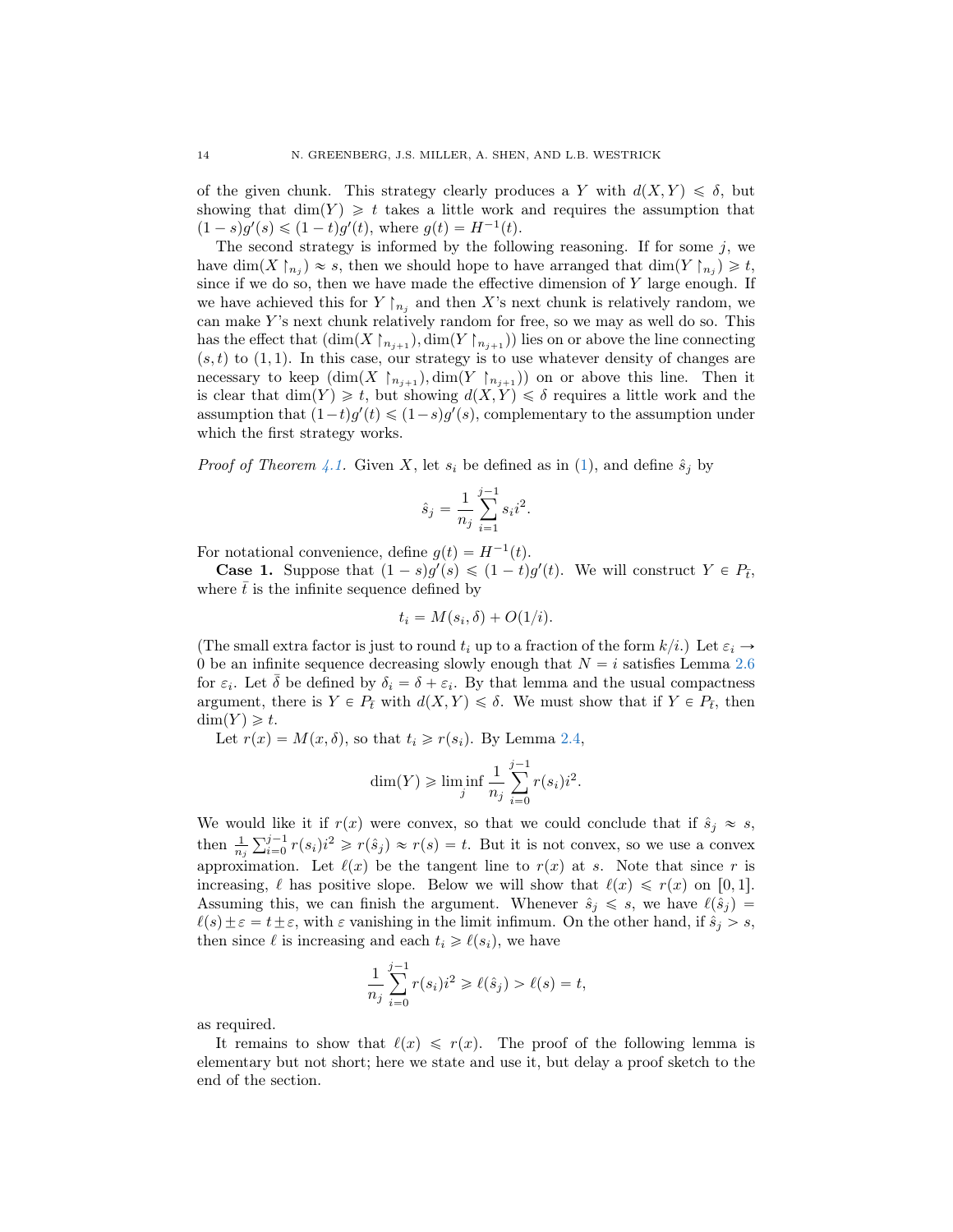of the given chunk. This strategy clearly produces a $Y$ with $d(X, Y) \leqslant \delta$, but showing that $\dim(Y) \geqslant t$ takes a little work and requires the assumption that $(1-s)g'(s) \leqslant (1-t)g'(t)$, where $g(t) = H^{-1}(t)$.

The second strategy is informed by the following reasoning. If for some $j$, we have $\dim(X \upharpoonright_{n_j}) \approx s$, then we should hope to have arranged that $\dim(Y \upharpoonright_{n_j}) \geqslant t$, since if we do so, then we have made the effective dimension of $Y$ large enough. If we have achieved this for $Y \upharpoonright_{n_j}$ and then $X$'s next chunk is relatively random, we can make $Y$'s next chunk relatively random for free, so we may as well do so. This has the effect that $(\dim(X \upharpoonright_{n_{j+1}}), \dim(Y \upharpoonright_{n_{j+1}}))$ lies on or above the line connecting $(s,t)$ to $(1,1)$. In this case, our strategy is to use whatever density of changes are necessary to keep $(\dim(X \upharpoonright_{n_{j+1}}), \dim(Y \upharpoonright_{n_{j+1}}))$ on or above this line. Then it is clear that $\dim(Y) \geqslant t$, but showing $d(X, Y) \leqslant \delta$ requires a little work and the assumption that $(1-t)g'(t) \leqslant (1-s)g'(s)$, complementary to the assumption under which the first strategy works.

*Proof of Theorem 4.1.* Given $X$, let $s_i$ be defined as in (1), and define $\hat{s}_j$ by

$$\hat{s}_j = \frac{1}{n_j} \sum_{i=1}^{j-1} s_i i^2.$$

For notational convenience, define $g(t) = H^{-1}(t)$.

**Case 1.** Suppose that $(1-s)g'(s) \leqslant (1-t)g'(t)$. We will construct $Y \in P_{\bar{t}}$, where $\bar{t}$ is the infinite sequence defined by

$$t_i = M(s_i, \delta) + O(1/i).$$

(The small extra factor is just to round $t_i$ up to a fraction of the form $k/i$.) Let $\varepsilon_i \to 0$ be an infinite sequence decreasing slowly enough that $N = i$ satisfies Lemma 2.6 for $\varepsilon_i$. Let $\bar{\delta}$ be defined by $\delta_i = \delta + \varepsilon_i$. By that lemma and the usual compactness argument, there is $Y \in P_{\bar{t}}$ with $d(X, Y) \leqslant \delta$. We must show that if $Y \in P_{\bar{t}}$, then $\dim(Y) \geqslant t$.

Let $r(x) = M(x, \delta)$, so that $t_i \geqslant r(s_i)$. By Lemma 2.4,

$$\dim(Y) \geqslant \liminf_j \frac{1}{n_j} \sum_{i=0}^{j-1} r(s_i) i^2.$$

We would like it if $r(x)$ were convex, so that we could conclude that if $\hat{s}_j \approx s$, then $\frac{1}{n_j} \sum_{i=0}^{j-1} r(s_i) i^2 \geqslant r(\hat{s}_j) \approx r(s) = t$. But it is not convex, so we use a convex approximation. Let $\ell(x)$ be the tangent line to $r(x)$ at $s$. Note that since $r$ is increasing, $\ell$ has positive slope. Below we will show that $\ell(x) \leqslant r(x)$ on $[0,1]$. Assuming this, we can finish the argument. Whenever $\hat{s}_j \leqslant s$, we have $\ell(\hat{s}_j) = \ell(s) \pm \varepsilon = t \pm \varepsilon$, with $\varepsilon$ vanishing in the limit infimum. On the other hand, if $\hat{s}_j > s$, then since $\ell$ is increasing and each $t_i \geqslant \ell(s_i)$, we have

$$\frac{1}{n_j} \sum_{i=0}^{j-1} r(s_i) i^2 \geqslant \ell(\hat{s}_j) > \ell(s) = t,$$

as required.

It remains to show that $\ell(x) \leqslant r(x)$. The proof of the following lemma is elementary but not short; here we state and use it, but delay a proof sketch to the end of the section.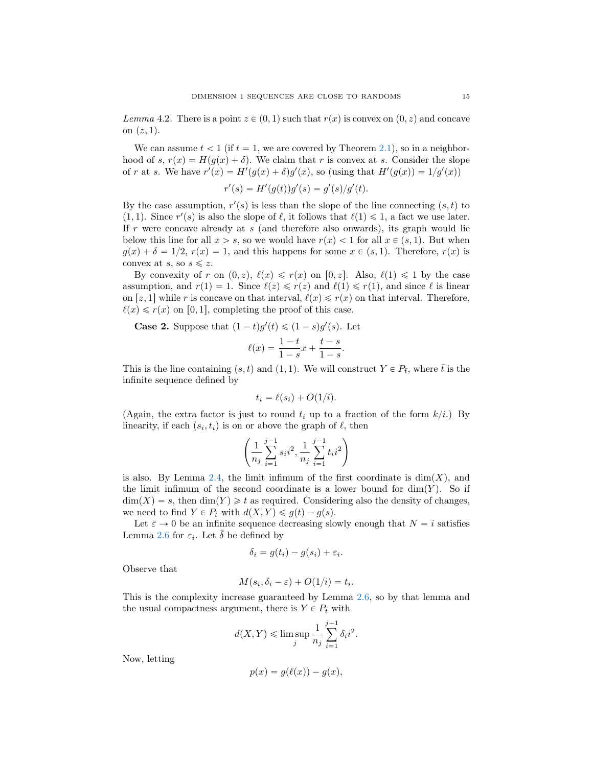*Lemma* 4.2. There is a point $z \in (0,1)$ such that $r(x)$ is convex on $(0,z)$ and concave on $(z,1)$.

We can assume $t < 1$ (if $t = 1$, we are covered by Theorem 2.1), so in a neighborhood of $s$, $r(x) = H(g(x) + \delta)$. We claim that $r$ is convex at $s$. Consider the slope of $r$ at $s$. We have $r'(x) = H'(g(x) + \delta)g'(x)$, so (using that $H'(g(x)) = 1/g'(x)$)

$$r'(s) = H'(g(t))g'(s) = g'(s)/g'(t).$$

By the case assumption, $r'(s)$ is less than the slope of the line connecting $(s,t)$ to $(1,1)$. Since $r'(s)$ is also the slope of $\ell$, it follows that $\ell(1) \leqslant 1$, a fact we use later. If $r$ were concave already at $s$ (and therefore also onwards), its graph would lie below this line for all $x > s$, so we would have $r(x) < 1$ for all $x \in (s,1)$. But when $g(x) + \delta = 1/2$, $r(x) = 1$, and this happens for some $x \in (s,1)$. Therefore, $r(x)$ is convex at $s$, so $s \leqslant z$.

By convexity of $r$ on $(0,z)$, $\ell(x) \leqslant r(x)$ on $[0,z]$. Also, $\ell(1) \leqslant 1$ by the case assumption, and $r(1) = 1$. Since $\ell(z) \leqslant r(z)$ and $\ell(1) \leqslant r(1)$, and since $\ell$ is linear on $[z,1]$ while $r$ is concave on that interval, $\ell(x) \leqslant r(x)$ on that interval. Therefore, $\ell(x) \leqslant r(x)$ on $[0,1]$, completing the proof of this case.

**Case 2.** Suppose that $(1-t)g'(t) \leqslant (1-s)g'(s)$. Let

$$\ell(x) = \frac{1-t}{1-s}x + \frac{t-s}{1-s}.$$

This is the line containing $(s,t)$ and $(1,1)$. We will construct $Y \in P_{\bar{t}}$, where $\bar{t}$ is the infinite sequence defined by

$$t_i = \ell(s_i) + O(1/i).$$

(Again, the extra factor is just to round $t_i$ up to a fraction of the form $k/i$.) By linearity, if each $(s_i, t_i)$ is on or above the graph of $\ell$, then

$$\left( \frac{1}{n_j} \sum_{i=1}^{j-1} s_i i^2, \frac{1}{n_j} \sum_{i=1}^{j-1} t_i i^2 \right)$$

is also. By Lemma 2.4, the limit infimum of the first coordinate is $\dim(X)$, and the limit infimum of the second coordinate is a lower bound for $\dim(Y)$. So if $\dim(X) = s$, then $\dim(Y) \geqslant t$ as required. Considering also the density of changes, we need to find $Y \in P_{\bar{t}}$ with $d(X,Y) \leqslant g(t) - g(s)$.

Let $\bar{\varepsilon} \to 0$ be an infinite sequence decreasing slowly enough that $N = i$ satisfies Lemma 2.6 for $\varepsilon_i$. Let $\bar{\delta}$ be defined by

$$\delta_i = g(t_i) - g(s_i) + \varepsilon_i.$$

Observe that

$$M(s_i, \delta_i - \varepsilon) + O(1/i) = t_i.$$

This is the complexity increase guaranteed by Lemma 2.6, so by that lemma and the usual compactness argument, there is $Y \in P_{\bar{t}}$ with

$$d(X,Y) \leqslant \limsup_j \frac{1}{n_j} \sum_{i=1}^{j-1} \delta_i i^2.$$

Now, letting

$$p(x) = g(\ell(x)) - g(x),$$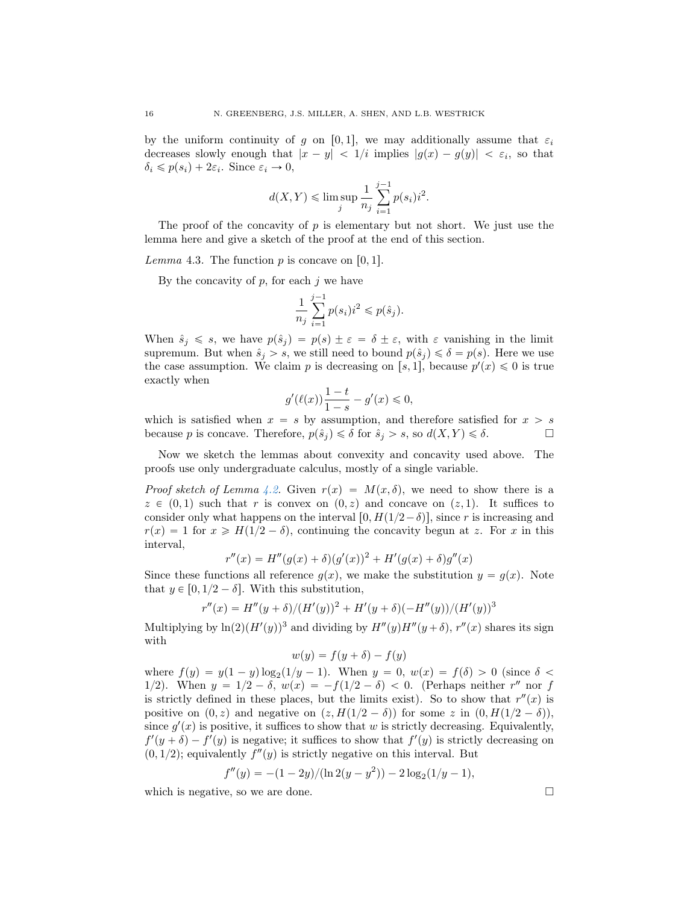by the uniform continuity of $g$ on $[0,1]$, we may additionally assume that $\varepsilon_i$ decreases slowly enough that $|x-y| < 1/i$ implies $|g(x) - g(y)| < \varepsilon_i$, so that $\delta_i \leqslant p(s_i) + 2\varepsilon_i$. Since $\varepsilon_i \to 0$,

$$d(X,Y) \leqslant \limsup_j \frac{1}{n_j} \sum_{i=1}^{j-1} p(s_i) i^2.$$

The proof of the concavity of $p$ is elementary but not short. We just use the lemma here and give a sketch of the proof at the end of this section.

*Lemma* 4.3. The function $p$ is concave on $[0,1]$.

By the concavity of $p$, for each $j$ we have

$$\frac{1}{n_j} \sum_{i=1}^{j-1} p(s_i) i^2 \leqslant p(\hat{s}_j).$$

When $\hat{s}_j \leqslant s$, we have $p(\hat{s}_j) = p(s) \pm \varepsilon = \delta \pm \varepsilon$, with $\varepsilon$ vanishing in the limit supremum. But when $\hat{s}_j > s$, we still need to bound $p(\hat{s}_j) \leqslant \delta = p(s)$. Here we use the case assumption. We claim $p$ is decreasing on $[s,1]$, because $p'(x) \leqslant 0$ is true exactly when

$$g'(\ell(x)) \frac{1-t}{1-s} - g'(x) \leqslant 0,$$

which is satisfied when $x = s$ by assumption, and therefore satisfied for $x > s$ because $p$ is concave. Therefore, $p(\hat{s}_j) \leqslant \delta$ for $\hat{s}_j > s$, so $d(X,Y) \leqslant \delta$. □

Now we sketch the lemmas about convexity and concavity used above. The proofs use only undergraduate calculus, mostly of a single variable.

*Proof sketch of Lemma 4.2.* Given $r(x) = M(x,\delta)$, we need to show there is a $z \in (0,1)$ such that $r$ is convex on $(0,z)$ and concave on $(z,1)$. It suffices to consider only what happens on the interval $[0, H(1/2-\delta)]$, since $r$ is increasing and $r(x) = 1$ for $x \geqslant H(1/2-\delta)$, continuing the concavity begun at $z$. For $x$ in this interval,

$$r''(x) = H''(g(x)+\delta)(g'(x))^2 + H'(g(x)+\delta)g''(x)$$

Since these functions all reference $g(x)$, we make the substitution $y = g(x)$. Note that $y \in [0, 1/2-\delta]$. With this substitution,

$$r''(x) = H''(y+\delta)/(H'(y))^2 + H'(y+\delta)(-H''(y))/(H'(y))^3$$

Multiplying by $\ln(2)(H'(y))^3$ and dividing by $H''(y)H''(y+\delta)$, $r''(x)$ shares its sign with

$$w(y) = f(y+\delta) - f(y)$$

where $f(y) = y(1-y)\log_2(1/y - 1)$. When $y = 0$, $w(x) = f(\delta) > 0$ (since $\delta < 1/2$). When $y = 1/2 - \delta$, $w(x) = -f(1/2-\delta) < 0$. (Perhaps neither $r''$ nor $f$ is strictly defined in these places, but the limits exist). So to show that $r''(x)$ is positive on $(0,z)$ and negative on $(z, H(1/2-\delta))$ for some $z$ in $(0, H(1/2-\delta))$, since $g'(x)$ is positive, it suffices to show that $w$ is strictly decreasing. Equivalently, $f'(y+\delta) - f'(y)$ is negative; it suffices to show that $f'(y)$ is strictly decreasing on $(0, 1/2)$; equivalently $f''(y)$ is strictly negative on this interval. But

$$f''(y) = -(1-2y)/(\ln 2(y-y^2)) - 2\log_2(1/y - 1),$$

which is negative, so we are done. □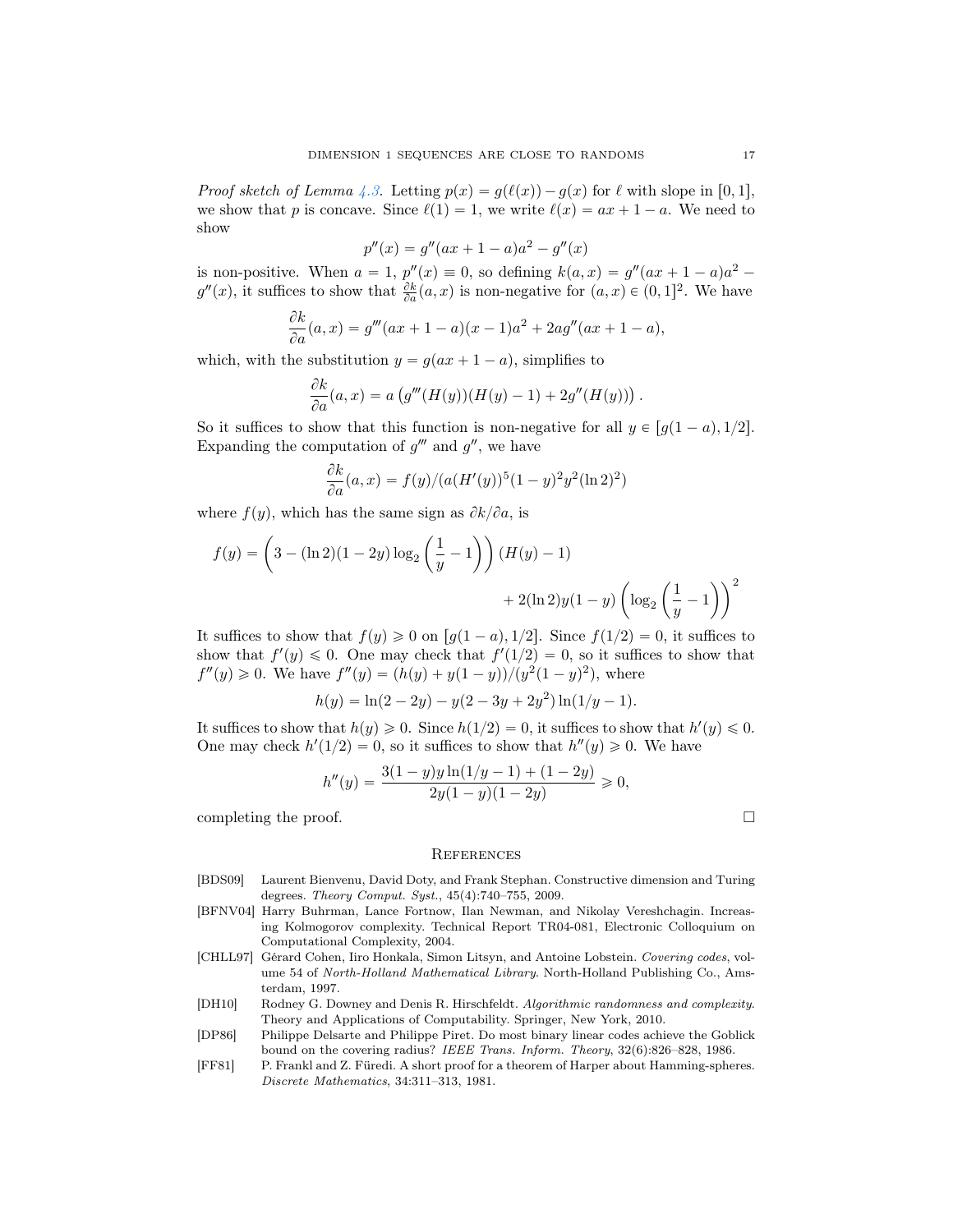*Proof sketch of Lemma 4.3.* Letting $p(x) = g(\ell(x)) - g(x)$ for $\ell$ with slope in $[0, 1]$, we show that $p$ is concave. Since $\ell(1) = 1$, we write $\ell(x) = ax + 1 - a$. We need to show

$$p''(x) = g''(ax + 1 - a)a^2 - g''(x)$$

is non-positive. When $a = 1$, $p''(x) \equiv 0$, so defining $k(a, x) = g''(ax + 1 - a)a^2 - g''(x)$, it suffices to show that $\frac{\partial k}{\partial a}(a, x)$ is non-negative for $(a, x) \in (0, 1]^2$. We have

$$\frac{\partial k}{\partial a}(a, x) = g'''(ax + 1 - a)(x - 1)a^2 + 2ag''(ax + 1 - a),$$

which, with the substitution $y = g(ax + 1 - a)$, simplifies to

$$\frac{\partial k}{\partial a}(a, x) = a\left(g'''(H(y))(H(y) - 1) + 2g''(H(y))\right).$$

So it suffices to show that this function is non-negative for all $y \in [g(1 - a), 1/2]$. Expanding the computation of $g'''$ and $g''$, we have

$$\frac{\partial k}{\partial a}(a, x) = f(y)/(a(H'(y))^5(1 - y)^2 y^2 (\ln 2)^2)$$

where $f(y)$, which has the same sign as $\partial k/\partial a$, is

$$f(y) = \left(3 - (\ln 2)(1 - 2y)\log_2\left(\frac{1}{y} - 1\right)\right)(H(y) - 1) + 2(\ln 2)y(1 - y)\left(\log_2\left(\frac{1}{y} - 1\right)\right)^2$$

It suffices to show that $f(y) \geqslant 0$ on $[g(1 - a), 1/2]$. Since $f(1/2) = 0$, it suffices to show that $f'(y) \leqslant 0$. One may check that $f'(1/2) = 0$, so it suffices to show that $f''(y) \geqslant 0$. We have $f''(y) = (h(y) + y(1 - y))/(y^2(1 - y)^2)$, where

$$h(y) = \ln(2 - 2y) - y(2 - 3y + 2y^2)\ln(1/y - 1).$$

It suffices to show that $h(y) \geqslant 0$. Since $h(1/2) = 0$, it suffices to show that $h'(y) \leqslant 0$. One may check $h'(1/2) = 0$, so it suffices to show that $h''(y) \geqslant 0$. We have

$$h''(y) = \frac{3(1 - y)y\ln(1/y - 1) + (1 - 2y)}{2y(1 - y)(1 - 2y)} \geqslant 0,$$

completing the proof. □

## References

- [BDS09] Laurent Bienvenu, David Doty, and Frank Stephan. Constructive dimension and Turing degrees. *Theory Comput. Syst.*, 45(4):740–755, 2009.
- [BFNV04] Harry Buhrman, Lance Fortnow, Ilan Newman, and Nikolay Vereshchagin. Increasing Kolmogorov complexity. Technical Report TR04-081, Electronic Colloquium on Computational Complexity, 2004.
- [CHLL97] Gérard Cohen, Iiro Honkala, Simon Litsyn, and Antoine Lobstein. *Covering codes*, volume 54 of *North-Holland Mathematical Library*. North-Holland Publishing Co., Amsterdam, 1997.
- [DH10] Rodney G. Downey and Denis R. Hirschfeldt. *Algorithmic randomness and complexity*. Theory and Applications of Computability. Springer, New York, 2010.
- [DP86] Philippe Delsarte and Philippe Piret. Do most binary linear codes achieve the Goblick bound on the covering radius? *IEEE Trans. Inform. Theory*, 32(6):826–828, 1986.
- [FF81] P. Frankl and Z. Füredi. A short proof for a theorem of Harper about Hamming-spheres. *Discrete Mathematics*, 34:311–313, 1981.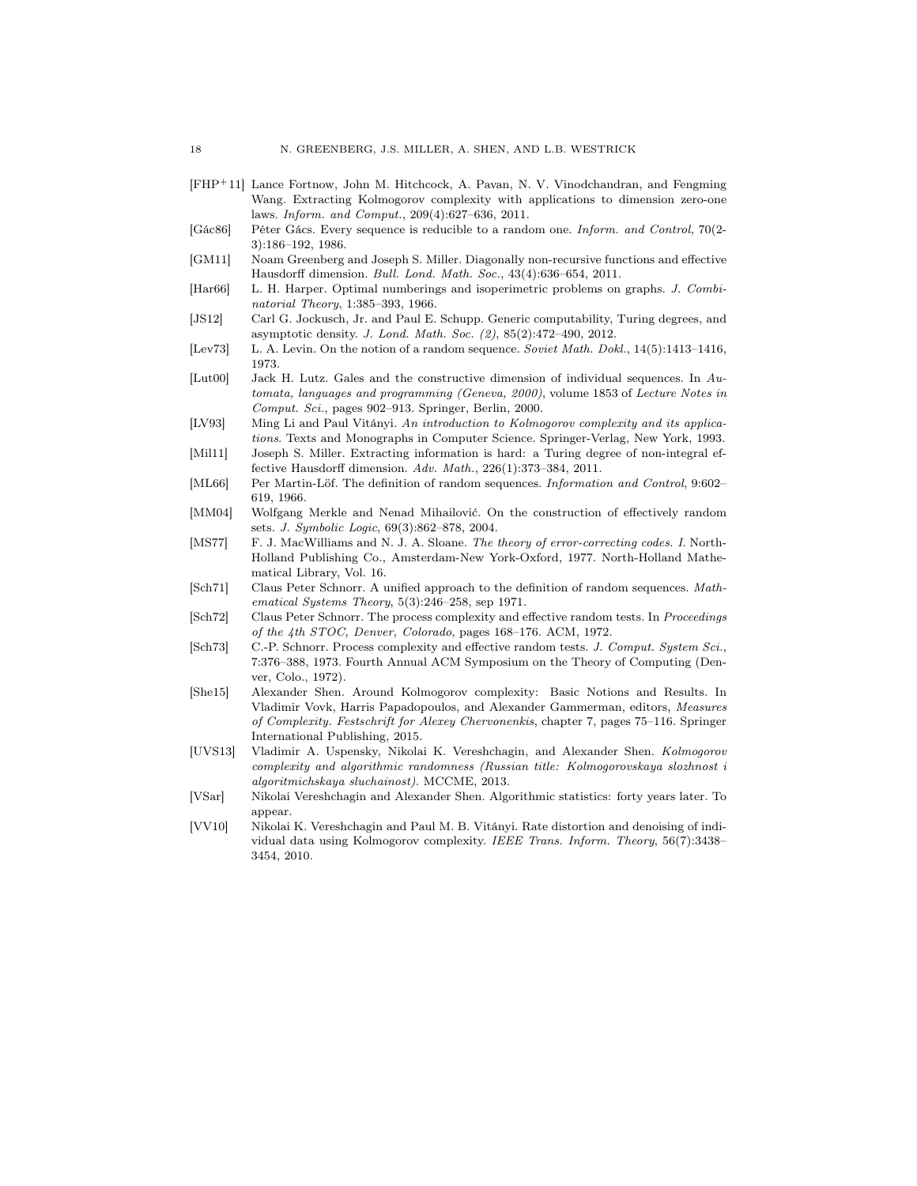[FHP+11] Lance Fortnow, John M. Hitchcock, A. Pavan, N. V. Vinodchandran, and Fengming Wang. Extracting Kolmogorov complexity with applications to dimension zero-one laws. *Inform. and Comput.*, 209(4):627–636, 2011.

[Gác86] Péter Gács. Every sequence is reducible to a random one. *Inform. and Control*, 70(2-3):186–192, 1986.

[GM11] Noam Greenberg and Joseph S. Miller. Diagonally non-recursive functions and effective Hausdorff dimension. *Bull. Lond. Math. Soc.*, 43(4):636–654, 2011.

[Har66] L. H. Harper. Optimal numberings and isoperimetric problems on graphs. *J. Combinatorial Theory*, 1:385–393, 1966.

[JS12] Carl G. Jockusch, Jr. and Paul E. Schupp. Generic computability, Turing degrees, and asymptotic density. *J. Lond. Math. Soc. (2)*, 85(2):472–490, 2012.

[Lev73] L. A. Levin. On the notion of a random sequence. *Soviet Math. Dokl.*, 14(5):1413–1416, 1973.

[Lut00] Jack H. Lutz. Gales and the constructive dimension of individual sequences. In *Automata, languages and programming (Geneva, 2000)*, volume 1853 of *Lecture Notes in Comput. Sci.*, pages 902–913. Springer, Berlin, 2000.

[LV93] Ming Li and Paul Vitányi. *An introduction to Kolmogorov complexity and its applications*. Texts and Monographs in Computer Science. Springer-Verlag, New York, 1993.

[Mil11] Joseph S. Miller. Extracting information is hard: a Turing degree of non-integral effective Hausdorff dimension. *Adv. Math.*, 226(1):373–384, 2011.

[ML66] Per Martin-Löf. The definition of random sequences. *Information and Control*, 9:602–619, 1966.

[MM04] Wolfgang Merkle and Nenad Mihailović. On the construction of effectively random sets. *J. Symbolic Logic*, 69(3):862–878, 2004.

[MS77] F. J. MacWilliams and N. J. A. Sloane. *The theory of error-correcting codes. I*. North-Holland Publishing Co., Amsterdam-New York-Oxford, 1977. North-Holland Mathematical Library, Vol. 16.

[Sch71] Claus Peter Schnorr. A unified approach to the definition of random sequences. *Mathematical Systems Theory*, 5(3):246–258, sep 1971.

[Sch72] Claus Peter Schnorr. The process complexity and effective random tests. In *Proceedings of the 4th STOC, Denver, Colorado*, pages 168–176. ACM, 1972.

[Sch73] C.-P. Schnorr. Process complexity and effective random tests. *J. Comput. System Sci.*, 7:376–388, 1973. Fourth Annual ACM Symposium on the Theory of Computing (Denver, Colo., 1972).

[She15] Alexander Shen. Around Kolmogorov complexity: Basic Notions and Results. In Vladimir Vovk, Harris Papadopoulos, and Alexander Gammerman, editors, *Measures of Complexity. Festschrift for Alexey Chervonenkis*, chapter 7, pages 75–116. Springer International Publishing, 2015.

[UVS13] Vladimir A. Uspensky, Nikolai K. Vereshchagin, and Alexander Shen. *Kolmogorov complexity and algorithmic randomness (Russian title: Kolmogorovskaya slozhnost i algoritmichskaya sluchainost)*. MCCME, 2013.

[VSar] Nikolai Vereshchagin and Alexander Shen. Algorithmic statistics: forty years later. To appear.

[VV10] Nikolai K. Vereshchagin and Paul M. B. Vitányi. Rate distortion and denoising of individual data using Kolmogorov complexity. *IEEE Trans. Inform. Theory*, 56(7):3438–3454, 2010.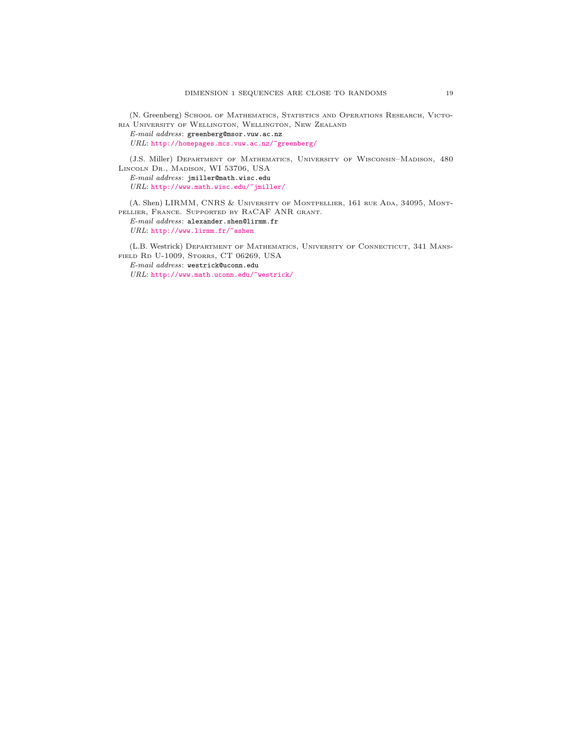(N. Greenberg) School of Mathematics, Statistics and Operations Research, Victoria University of Wellington, Wellington, New Zealand

*E-mail address*: `greenberg@msor.vuw.ac.nz`

*URL*: http://homepages.mcs.vuw.ac.nz/~greenberg/

(J.S. Miller) Department of Mathematics, University of Wisconsin–Madison, 480 Lincoln Dr., Madison, WI 53706, USA

*E-mail address*: `jmiller@math.wisc.edu`

*URL*: http://www.math.wisc.edu/~jmiller/

(A. Shen) LIRMM, CNRS & University of Montpellier, 161 rue Ada, 34095, Montpellier, France. Supported by RaCAF ANR grant.

*E-mail address*: `alexander.shen@lirmm.fr`

*URL*: http://www.lirmm.fr/~ashen

(L.B. Westrick) Department of Mathematics, University of Connecticut, 341 Mansfield Rd U-1009, Storrs, CT 06269, USA

*E-mail address*: `westrick@uconn.edu`

*URL*: http://www.math.uconn.edu/~westrick/